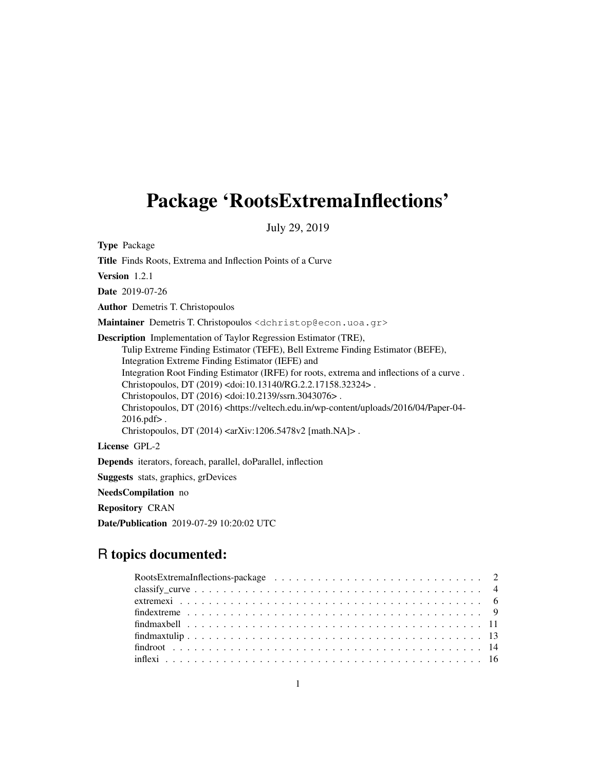# Package 'RootsExtremaInflections'

July 29, 2019

**Type** Package

**Title** Finds Roots, Extrema and Inflection Points of a Curve

**Version** 1.2.1

**Date** 2019-07-26

**Author** Demetris T. Christopoulos

**Maintainer** Demetris T. Christopoulos <dchristop@econ.uoa.gr>

**Description** Implementation of Taylor Regression Estimator (TRE), Tulip Extreme Finding Estimator (TEFE), Bell Extreme Finding Estimator (BEFE), Integration Extreme Finding Estimator (IEFE) and Integration Root Finding Estimator (IRFE) for roots, extrema and inflections of a curve . Christopoulos, DT (2019) <doi:10.13140/RG.2.2.17158.32324> . Christopoulos, DT (2016) <doi:10.2139/ssrn.3043076> . Christopoulos, DT (2016) <https://veltech.edu.in/wp-content/uploads/2016/04/Paper-04-2016.pdf> . Christopoulos, DT (2014) <arXiv:1206.5478v2 [math.NA]> .

**License** GPL-2

**Depends** iterators, foreach, parallel, doParallel, inflection

**Suggests** stats, graphics, grDevices

**NeedsCompilation** no

**Repository** CRAN

**Date/Publication** 2019-07-29 10:20:02 UTC

## R topics documented:

| | |
|---|---|
| RootsExtremaInflections-package | 2 |
| classify_curve | 4 |
| extremexi | 6 |
| findextreme | 9 |
| findmaxbell | 11 |
| findmaxtulip | 13 |
| findroot | 14 |
| inflexi | 16 |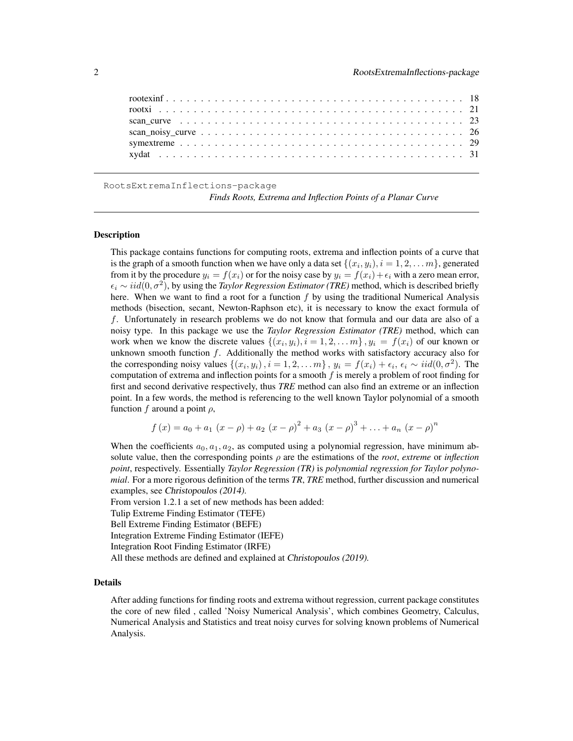| | |
|---|---|
| rootexinf | 18 |
| rootxi | 21 |
| scan_curve | 23 |
| scan_noisy_curve | 26 |
| symextreme | 29 |
| xydat | 31 |

---

RootsExtremaInflections-package

*Finds Roots, Extrema and Inflection Points of a Planar Curve*

---

## Description

This package contains functions for computing roots, extrema and inflection points of a curve that is the graph of a smooth function when we have only a data set $\{(x_i, y_i), i = 1, 2, \dots m\}$, generated from it by the procedure $y_i = f(x_i)$ or for the noisy case by $y_i = f(x_i) + \epsilon_i$ with a zero mean error, $\epsilon_i \sim iid(0, \sigma^2)$, by using the ***Taylor Regression Estimator (TRE)*** method, which is described briefly here. When we want to find a root for a function $f$ by using the traditional Numerical Analysis methods (bisection, secant, Newton-Raphson etc), it is necessary to know the exact formula of $f$. Unfortunately in research problems we do not know that formula and our data are also of a noisy type. In this package we use the ***Taylor Regression Estimator (TRE)*** method, which can work when we know the discrete values $\{(x_i, y_i), i = 1, 2, \dots m\}, y_i = f(x_i)$ of our known or unknown smooth function $f$. Additionally the method works with satisfactory accuracy also for the corresponding noisy values $\{(x_i, y_i), i = 1, 2, \dots m\},\ y_i = f(x_i) + \epsilon_i,\ \epsilon_i \sim iid(0, \sigma^2)$. The computation of extrema and inflection points for a smooth $f$ is merely a problem of root finding for first and second derivative respectively, thus ***TRE*** method can also find an extreme or an inflection point. In a few words, the method is referencing to the well known Taylor polynomial of a smooth function $f$ around a point $\rho$,

$$f(x) = a_0 + a_1\ (x - \rho) + a_2\ (x - \rho)^2 + a_3\ (x - \rho)^3 + \ldots + a_n\ (x - \rho)^n$$

When the coefficients $a_0, a_1, a_2$, as computed using a polynomial regression, have minimum absolute value, then the corresponding points $\rho$ are the estimations of the *root*, *extreme* or *inflection point*, respectively. Essentially *Taylor Regression (TR)* is *polynomial regression for Taylor polynomial*. For a more rigorous definition of the terms ***TR***, ***TRE*** method, further discussion and numerical examples, see *Christopoulos (2014)*.

From version 1.2.1 a set of new methods has been added:

Tulip Extreme Finding Estimator (TEFE)

Bell Extreme Finding Estimator (BEFE)

Integration Extreme Finding Estimator (IEFE)

Integration Root Finding Estimator (IRFE)

All these methods are defined and explained at *Christopoulos (2019)*.

## Details

After adding functions for finding roots and extrema without regression, current package constitutes the core of new filed , called 'Noisy Numerical Analysis', which combines Geometry, Calculus, Numerical Analysis and Statistics and treat noisy curves for solving known problems of Numerical Analysis.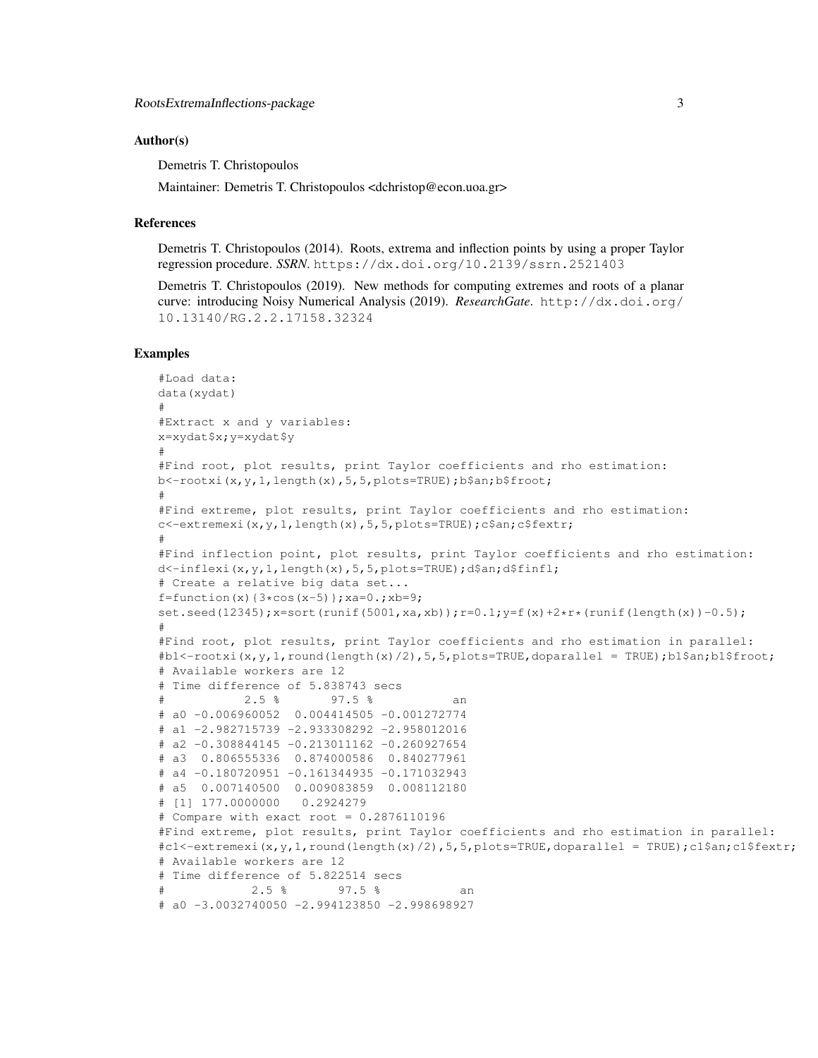## Author(s)

Demetris T. Christopoulos

Maintainer: Demetris T. Christopoulos <dchristop@econ.uoa.gr>

## References

Demetris T. Christopoulos (2014). Roots, extrema and inflection points by using a proper Taylor regression procedure. ***SSRN***. `https://dx.doi.org/10.2139/ssrn.2521403`

Demetris T. Christopoulos (2019). New methods for computing extremes and roots of a planar curve: introducing Noisy Numerical Analysis (2019). ***ResearchGate***. `http://dx.doi.org/10.13140/RG.2.2.17158.32324`

## Examples

```
#Load data:
data(xydat)
#
#Extract x and y variables:
x=xydat$x;y=xydat$y
#
#Find root, plot results, print Taylor coefficients and rho estimation:
b<-rootxi(x,y,1,length(x),5,5,plots=TRUE);b$an;b$froot;
#
#Find extreme, plot results, print Taylor coefficients and rho estimation:
c<-extremexi(x,y,1,length(x),5,5,plots=TRUE);c$an;c$fextr;
#
#Find inflection point, plot results, print Taylor coefficients and rho estimation:
d<-inflexi(x,y,1,length(x),5,5,plots=TRUE);d$an;d$finfl;
# Create a relative big data set...
f=function(x){3*cos(x-5)};xa=0.;xb=9;
set.seed(12345);x=sort(runif(5001,xa,xb));r=0.1;y=f(x)+2*r*(runif(length(x))-0.5);
#
#Find root, plot results, print Taylor coefficients and rho estimation in parallel:
#b1<-rootxi(x,y,1,round(length(x)/2),5,5,plots=TRUE,doparallel = TRUE);b1$an;b1$froot;
# Available workers are 12
# Time difference of 5.838743 secs
#           2.5 %       97.5 %           an
# a0 -0.006960052  0.004414505 -0.001272774
# a1 -2.982715739 -2.933308292 -2.958012016
# a2 -0.308844145 -0.213011162 -0.260927654
# a3  0.806555336  0.874000586  0.840277961
# a4 -0.180720951 -0.161344935 -0.171032943
# a5  0.007140500  0.009083859  0.008112180
# [1] 177.0000000   0.2924279
# Compare with exact root = 0.2876110196
#Find extreme, plot results, print Taylor coefficients and rho estimation in parallel:
#c1<-extremexi(x,y,1,round(length(x)/2),5,5,plots=TRUE,doparallel = TRUE);c1$an;c1$fextr;
# Available workers are 12
# Time difference of 5.822514 secs
#            2.5 %       97.5 %           an
# a0 -3.0032740050 -2.994123850 -2.998698927
```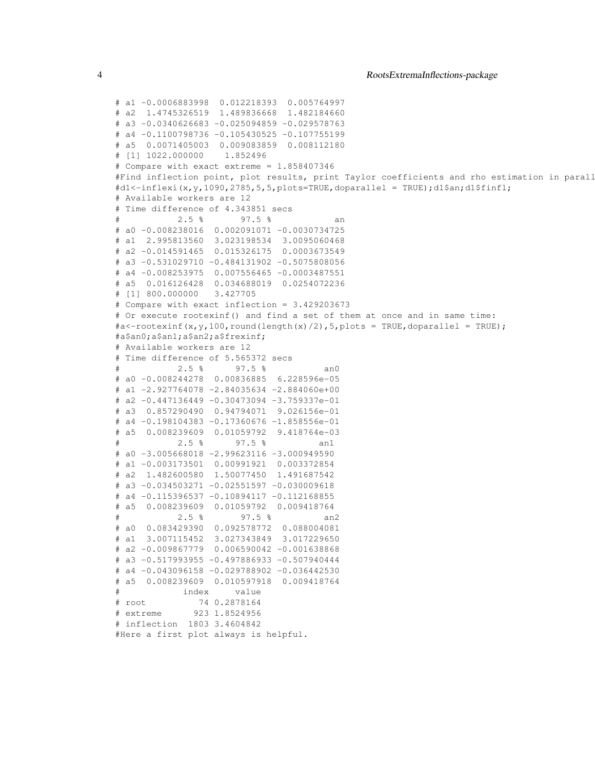```
# a1 -0.0006883998  0.012218393  0.005764997
# a2  1.4745326519  1.489836668  1.482184660
# a3 -0.0340626683 -0.025094859 -0.029578763
# a4 -0.1100798736 -0.105430525 -0.107755199
# a5  0.0071405003  0.009083859  0.008112180
# [1] 1022.000000    1.852496
# Compare with exact extreme = 1.858407346
#Find inflection point, plot results, print Taylor coefficients and rho estimation in parall
#d1<-inflexi(x,y,1090,2785,5,5,plots=TRUE,doparallel = TRUE);d1$an;d1$finfl;
# Available workers are 12
# Time difference of 4.343851 secs
#            2.5 %       97.5 %            an
# a0 -0.008238016  0.002091071 -0.0030734725
# a1  2.995813560  3.023198534  3.0095060468
# a2 -0.014591465  0.015326175  0.0003673549
# a3 -0.531029710 -0.484131902 -0.5075808056
# a4 -0.008253975  0.007556465 -0.0003487551
# a5  0.016126428  0.034688019  0.0254072236
# [1] 800.000000   3.427705
# Compare with exact inflection = 3.429203673
# Or execute rootexinf() and find a set of them at once and in same time:
#a<-rootexinf(x,y,100,round(length(x)/2),5,plots = TRUE,doparallel = TRUE);
#a$an0;a$an1;a$an2;a$frexinf;
# Available workers are 12
# Time difference of 5.565372 secs
#            2.5 %      97.5 %           an0
# a0 -0.008244278  0.00836885  6.228596e-05
# a1 -2.927764078 -2.84035634 -2.884060e+00
# a2 -0.447136449 -0.30473094 -3.759337e-01
# a3  0.857290490  0.94794071  9.026156e-01
# a4 -0.198104383 -0.17360676 -1.858556e-01
# a5  0.008239609  0.01059792  9.418764e-03
#            2.5 %      97.5 %          an1
# a0 -3.005668018 -2.99623116 -3.000949590
# a1 -0.003173501  0.00991921  0.003372854
# a2  1.482600580  1.50077450  1.491687542
# a3 -0.034503271 -0.02551597 -0.030009618
# a4 -0.115396537 -0.10894117 -0.112168855
# a5  0.008239609  0.01059792  0.009418764
#            2.5 %       97.5 %          an2
# a0  0.083429390  0.092578772  0.088004081
# a1  3.007115452  3.027343849  3.017229650
# a2 -0.009867779  0.006590042 -0.001638868
# a3 -0.517993955 -0.497886933 -0.507940444
# a4 -0.043096158 -0.029788902 -0.036442530
# a5  0.008239609  0.010597918  0.009418764
#             index     value
# root          74 0.2878164
# extreme      923 1.8524956
# inflection  1803 3.4604842
#Here a first plot always is helpful.
```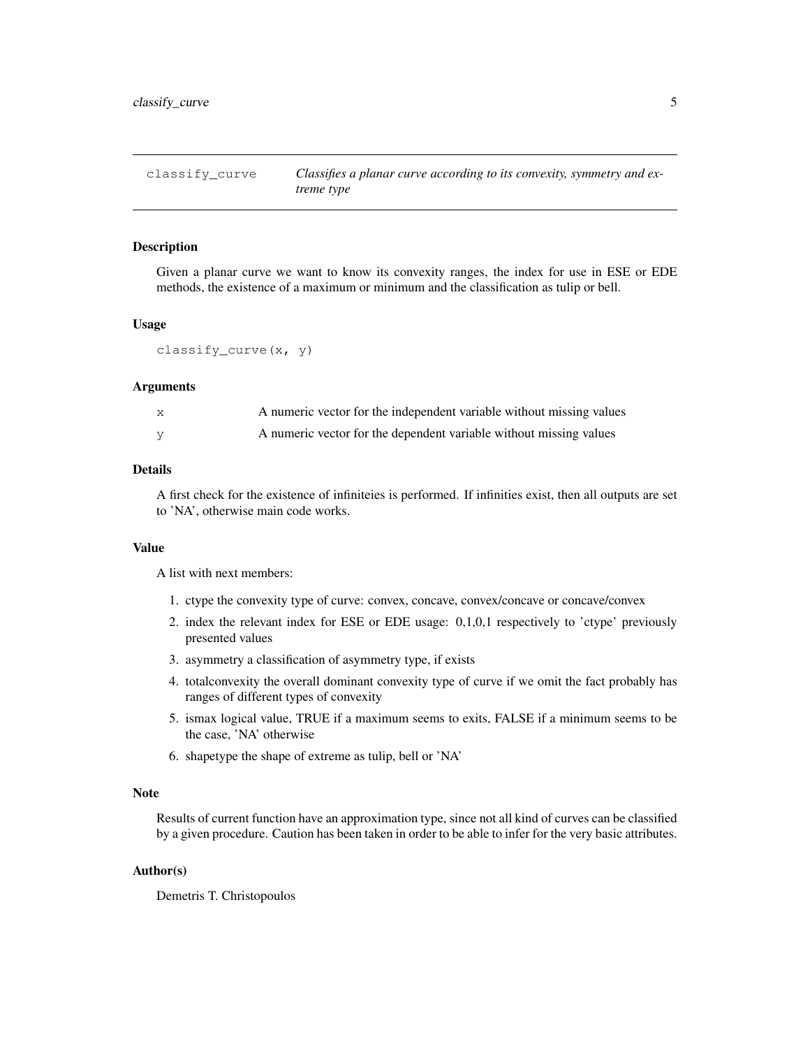# classify_curve

*Classifies a planar curve according to its convexity, symmetry and extreme type*

### Description

Given a planar curve we want to know its convexity ranges, the index for use in ESE or EDE methods, the existence of a maximum or minimum and the classification as tulip or bell.

### Usage

```
classify_curve(x, y)
```

### Arguments

| | |
|---|---|
| x | A numeric vector for the independent variable without missing values |
| y | A numeric vector for the dependent variable without missing values |

### Details

A first check for the existence of infiniteies is performed. If infinities exist, then all outputs are set to 'NA', otherwise main code works.

### Value

A list with next members:

1. ctype the convexity type of curve: convex, concave, convex/concave or concave/convex
2. index the relevant index for ESE or EDE usage: 0,1,0,1 respectively to 'ctype' previously presented values
3. asymmetry a classification of asymmetry type, if exists
4. totalconvexity the overall dominant convexity type of curve if we omit the fact probably has ranges of different types of convexity
5. ismax logical value, TRUE if a maximum seems to exits, FALSE if a minimum seems to be the case, 'NA' otherwise
6. shapetype the shape of extreme as tulip, bell or 'NA'

### Note

Results of current function have an approximation type, since not all kind of curves can be classified by a given procedure. Caution has been taken in order to be able to infer for the very basic attributes.

### Author(s)

Demetris T. Christopoulos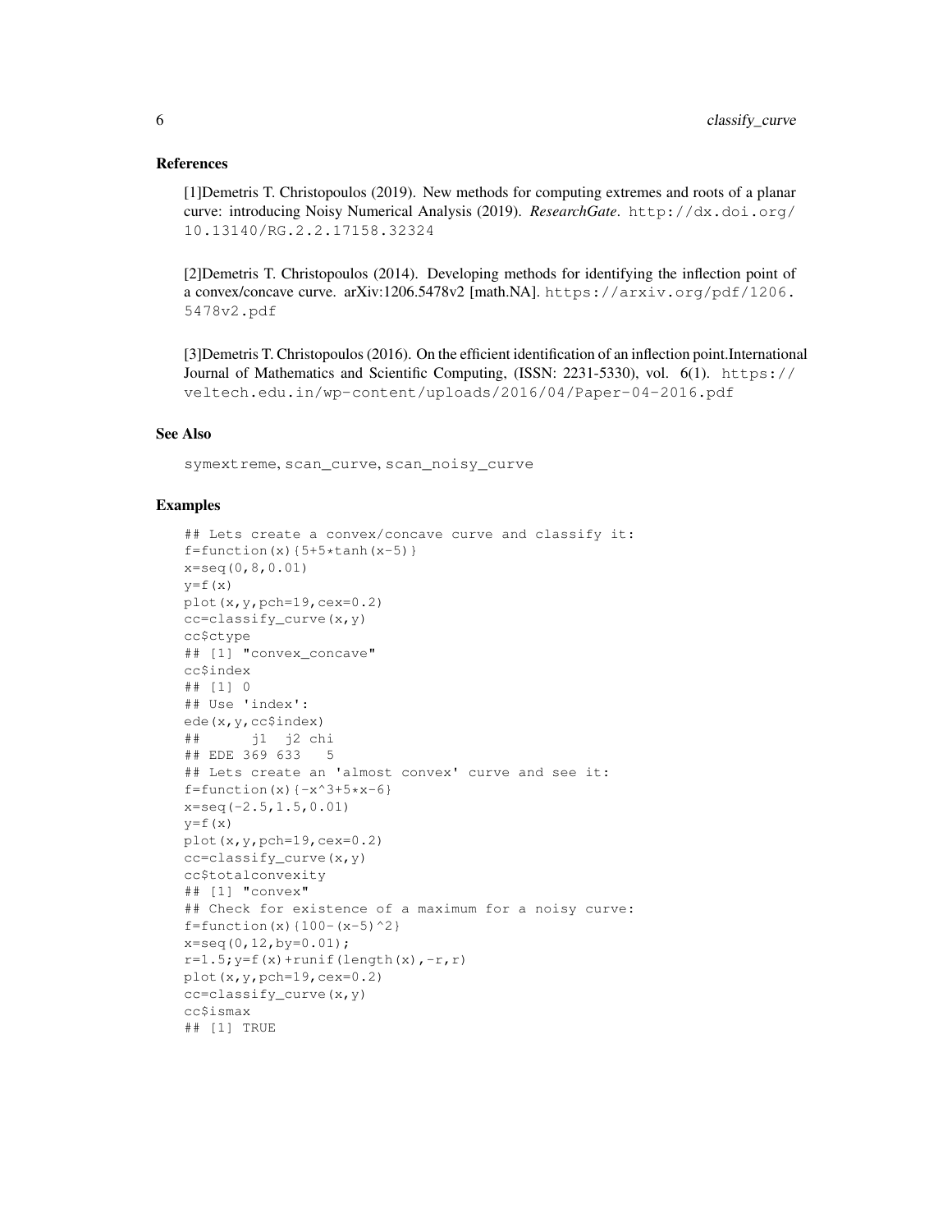## References

[1]Demetris T. Christopoulos (2019). New methods for computing extremes and roots of a planar curve: introducing Noisy Numerical Analysis (2019). *ResearchGate*. http://dx.doi.org/10.13140/RG.2.2.17158.32324

[2]Demetris T. Christopoulos (2014). Developing methods for identifying the inflection point of a convex/concave curve. arXiv:1206.5478v2 [math.NA]. https://arxiv.org/pdf/1206.5478v2.pdf

[3]Demetris T. Christopoulos (2016). On the efficient identification of an inflection point.International Journal of Mathematics and Scientific Computing, (ISSN: 2231-5330), vol. 6(1). https://veltech.edu.in/wp-content/uploads/2016/04/Paper-04-2016.pdf

## See Also

symextreme, scan_curve, scan_noisy_curve

## Examples

```
## Lets create a convex/concave curve and classify it:
f=function(x){5+5*tanh(x-5)}
x=seq(0,8,0.01)
y=f(x)
plot(x,y,pch=19,cex=0.2)
cc=classify_curve(x,y)
cc$ctype
## [1] "convex_concave"
cc$index
## [1] 0
## Use 'index':
ede(x,y,cc$index)
##      j1  j2 chi
## EDE 369 633   5
## Lets create an 'almost convex' curve and see it:
f=function(x){-x^3+5*x-6}
x=seq(-2.5,1.5,0.01)
y=f(x)
plot(x,y,pch=19,cex=0.2)
cc=classify_curve(x,y)
cc$totalconvexity
## [1] "convex"
## Check for existence of a maximum for a noisy curve:
f=function(x){100-(x-5)^2}
x=seq(0,12,by=0.01);
r=1.5;y=f(x)+runif(length(x),-r,r)
plot(x,y,pch=19,cex=0.2)
cc=classify_curve(x,y)
cc$ismax
## [1] TRUE
```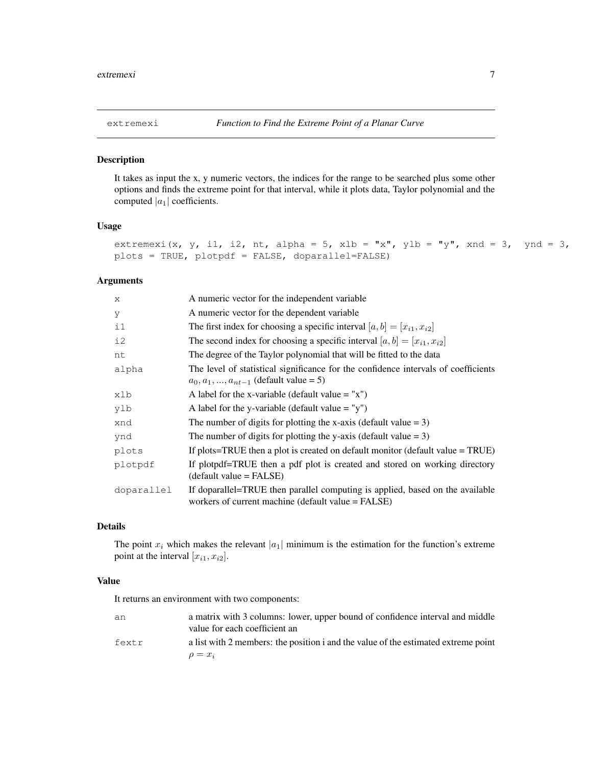## extremexi — *Function to Find the Extreme Point of a Planar Curve*

### Description

It takes as input the x, y numeric vectors, the indices for the range to be searched plus some other options and finds the extreme point for that interval, while it plots data, Taylor polynomial and the computed $|a_1|$ coefficients.

### Usage

```
extremexi(x, y, i1, i2, nt, alpha = 5, xlb = "x", ylb = "y", xnd = 3,  ynd = 3,
plots = TRUE, plotpdf = FALSE, doparallel=FALSE)
```

### Arguments

| | |
|---|---|
| `x` | A numeric vector for the independent variable |
| `y` | A numeric vector for the dependent variable |
| `i1` | The first index for choosing a specific interval $[a, b] = [x_{i1}, x_{i2}]$ |
| `i2` | The second index for choosing a specific interval $[a, b] = [x_{i1}, x_{i2}]$ |
| `nt` | The degree of the Taylor polynomial that will be fitted to the data |
| `alpha` | The level of statistical significance for the confidence intervals of coefficients $a_0, a_1, ..., a_{nt-1}$ (default value = 5) |
| `xlb` | A label for the x-variable (default value = "x") |
| `ylb` | A label for the y-variable (default value = "y") |
| `xnd` | The number of digits for plotting the x-axis (default value = 3) |
| `ynd` | The number of digits for plotting the y-axis (default value = 3) |
| `plots` | If plots=TRUE then a plot is created on default monitor (default value = TRUE) |
| `plotpdf` | If plotpdf=TRUE then a pdf plot is created and stored on working directory (default value = FALSE) |
| `doparallel` | If doparallel=TRUE then parallel computing is applied, based on the available workers of current machine (default value = FALSE) |

### Details

The point $x_i$ which makes the relevant $|a_1|$ minimum is the estimation for the function's extreme point at the interval $[x_{i1}, x_{i2}]$.

### Value

It returns an environment with two components:

| | |
|---|---|
| `an` | a matrix with 3 columns: lower, upper bound of confidence interval and middle value for each coefficient an |
| `fextr` | a list with 2 members: the position i and the value of the estimated extreme point $\rho = x_i$ |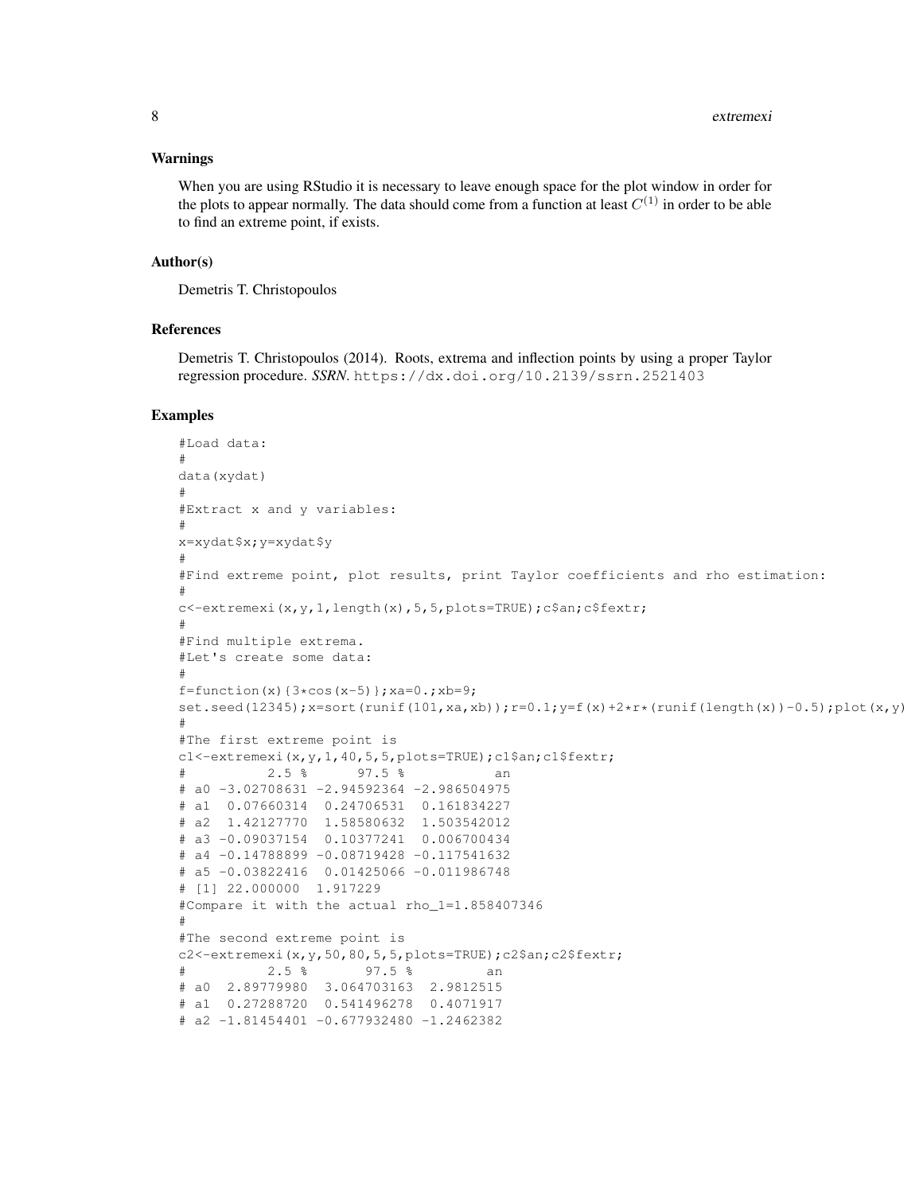### Warnings

When you are using RStudio it is necessary to leave enough space for the plot window in order for the plots to appear normally. The data should come from a function at least $C^{(1)}$ in order to be able to find an extreme point, if exists.

### Author(s)

Demetris T. Christopoulos

### References

Demetris T. Christopoulos (2014). Roots, extrema and inflection points by using a proper Taylor regression procedure. *SSRN*. https://dx.doi.org/10.2139/ssrn.2521403

### Examples

```
#Load data:
#
data(xydat)
#
#Extract x and y variables:
#
x=xydat$x;y=xydat$y
#
#Find extreme point, plot results, print Taylor coefficients and rho estimation:
#
c<-extremexi(x,y,1,length(x),5,5,plots=TRUE);c$an;c$fextr;
#
#Find multiple extrema.
#Let's create some data:
#
f=function(x){3*cos(x-5)};xa=0.;xb=9;
set.seed(12345);x=sort(runif(101,xa,xb));r=0.1;y=f(x)+2*r*(runif(length(x))-0.5);plot(x,y)
#
#The first extreme point is
c1<-extremexi(x,y,1,40,5,5,plots=TRUE);c1$an;c1$fextr;
#          2.5 %      97.5 %           an
# a0 -3.02708631 -2.94592364 -2.986504975
# a1  0.07660314  0.24706531  0.161834227
# a2  1.42127770  1.58580632  1.503542012
# a3 -0.09037154  0.10377241  0.006700434
# a4 -0.14788899 -0.08719428 -0.117541632
# a5 -0.03822416  0.01425066 -0.011986748
# [1] 22.000000  1.917229
#Compare it with the actual rho_1=1.858407346
#
#The second extreme point is
c2<-extremexi(x,y,50,80,5,5,plots=TRUE);c2$an;c2$fextr;
#          2.5 %       97.5 %         an
# a0  2.89779980  3.064703163  2.9812515
# a1  0.27288720  0.541496278  0.4071917
# a2 -1.81454401 -0.677932480 -1.2462382
```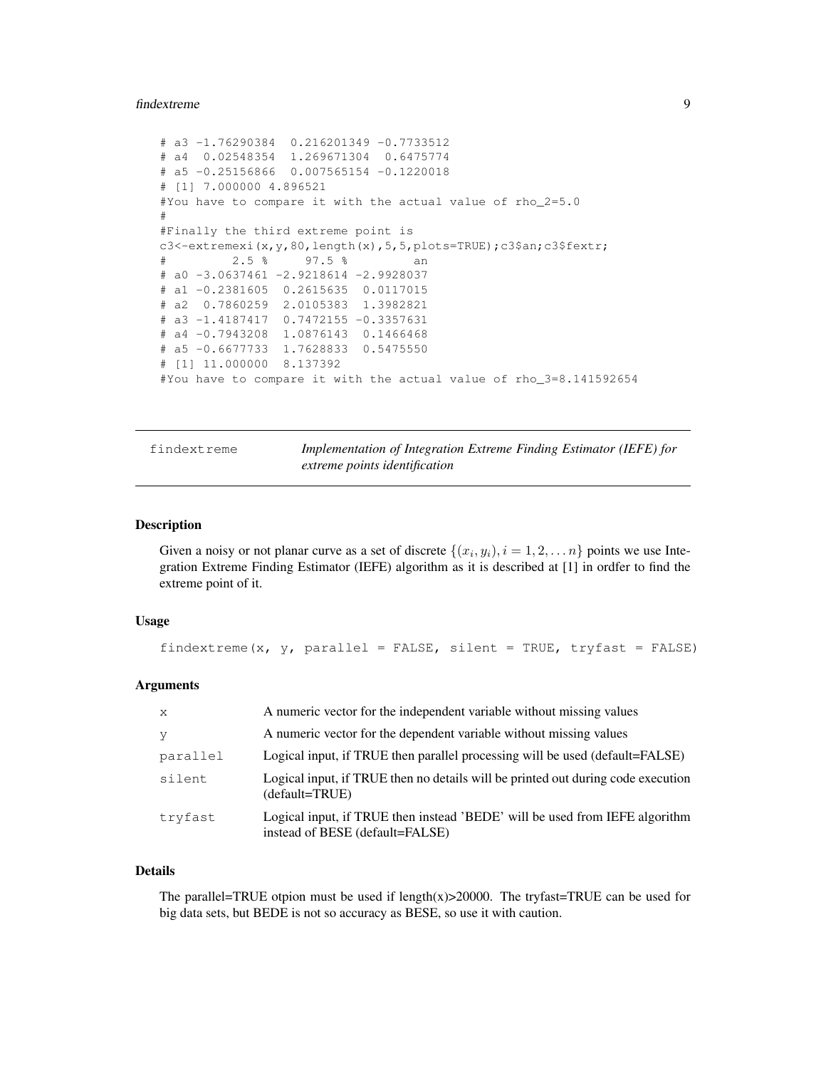```
# a3 -1.76290384  0.216201349 -0.7733512
# a4  0.02548354  1.269671304  0.6475774
# a5 -0.25156866  0.007565154 -0.1220018
# [1] 7.000000 4.896521
#You have to compare it with the actual value of rho_2=5.0
#
#Finally the third extreme point is
c3<-extremexi(x,y,80,length(x),5,5,plots=TRUE);c3$an;c3$fextr;
#         2.5 %     97.5 %         an
# a0 -3.0637461 -2.9218614 -2.9928037
# a1 -0.2381605  0.2615635  0.0117015
# a2  0.7860259  2.0105383  1.3982821
# a3 -1.4187417  0.7472155 -0.3357631
# a4 -0.7943208  1.0876143  0.1466468
# a5 -0.6677733  1.7628833  0.5475550
# [1] 11.000000  8.137392
#You have to compare it with the actual value of rho_3=8.141592654
```

---

findextreme — *Implementation of Integration Extreme Finding Estimator (IEFE) for extreme points identification*

---

## Description

Given a noisy or not planar curve as a set of discrete $\{(x_i, y_i), i = 1, 2, \ldots n\}$ points we use Integration Extreme Finding Estimator (IEFE) algorithm as it is described at [1] in ordfer to find the extreme point of it.

## Usage

```
findextreme(x, y, parallel = FALSE, silent = TRUE, tryfast = FALSE)
```

## Arguments

| | |
|---|---|
| `x` | A numeric vector for the independent variable without missing values |
| `y` | A numeric vector for the dependent variable without missing values |
| `parallel` | Logical input, if TRUE then parallel processing will be used (default=FALSE) |
| `silent` | Logical input, if TRUE then no details will be printed out during code execution (default=TRUE) |
| `tryfast` | Logical input, if TRUE then instead 'BEDE' will be used from IEFE algorithm instead of BESE (default=FALSE) |

## Details

The parallel=TRUE otpion must be used if length(x)>20000. The tryfast=TRUE can be used for big data sets, but BEDE is not so accuracy as BESE, so use it with caution.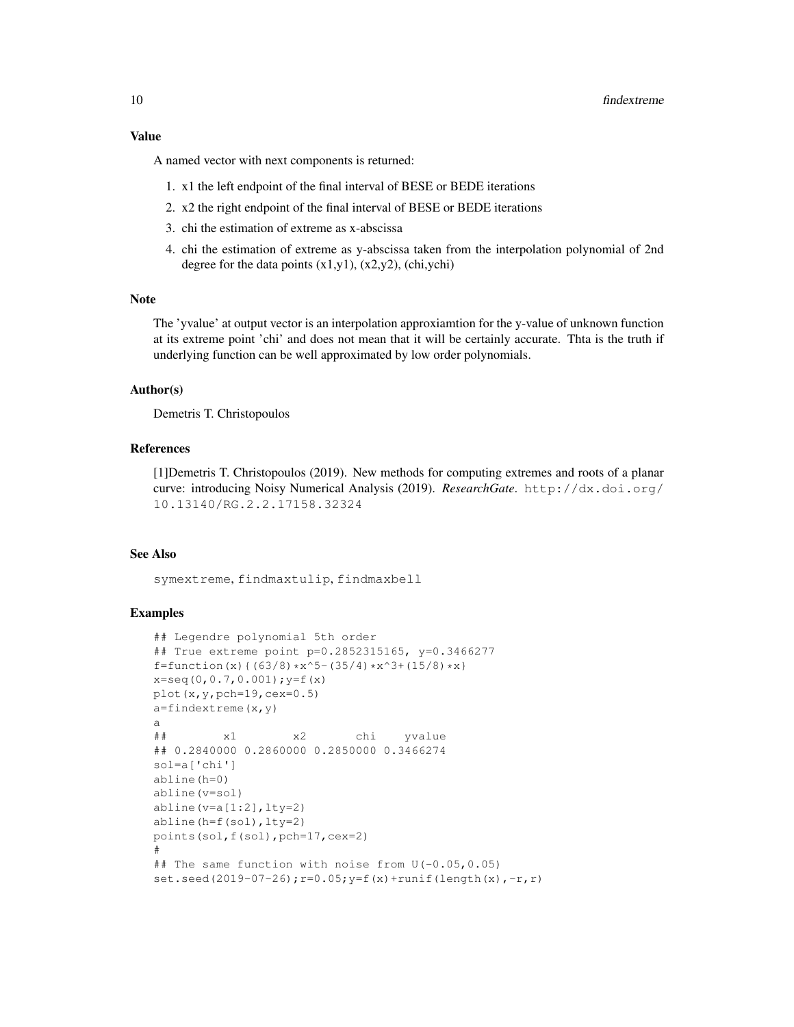### Value

A named vector with next components is returned:

1. x1 the left endpoint of the final interval of BESE or BEDE iterations
2. x2 the right endpoint of the final interval of BESE or BEDE iterations
3. chi the estimation of extreme as x-abscissa
4. chi the estimation of extreme as y-abscissa taken from the interpolation polynomial of 2nd degree for the data points (x1,y1), (x2,y2), (chi,ychi)

### Note

The 'yvalue' at output vector is an interpolation approxiamtion for the y-value of unknown function at its extreme point 'chi' and does not mean that it will be certainly accurate. Thta is the truth if underlying function can be well approximated by low order polynomials.

### Author(s)

Demetris T. Christopoulos

### References

[1]Demetris T. Christopoulos (2019). New methods for computing extremes and roots of a planar curve: introducing Noisy Numerical Analysis (2019). *ResearchGate*. http://dx.doi.org/10.13140/RG.2.2.17158.32324

### See Also

symextreme, findmaxtulip, findmaxbell

### Examples

```
## Legendre polynomial 5th order
## True extreme point p=0.2852315165, y=0.3466277
f=function(x){(63/8)*x^5-(35/4)*x^3+(15/8)*x}
x=seq(0,0.7,0.001);y=f(x)
plot(x,y,pch=19,cex=0.5)
a=findextreme(x,y)
a
##        x1        x2       chi    yvalue
## 0.2840000 0.2860000 0.2850000 0.3466274
sol=a['chi']
abline(h=0)
abline(v=sol)
abline(v=a[1:2],lty=2)
abline(h=f(sol),lty=2)
points(sol,f(sol),pch=17,cex=2)
#
## The same function with noise from U(-0.05,0.05)
set.seed(2019-07-26);r=0.05;y=f(x)+runif(length(x),-r,r)
```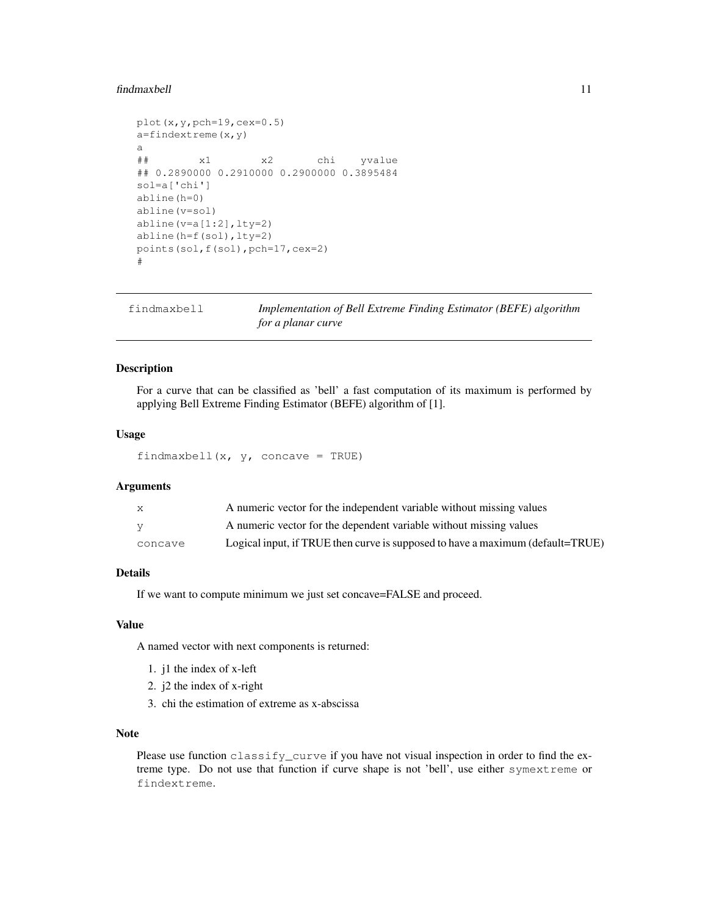```
plot(x,y,pch=19,cex=0.5)
a=findextreme(x,y)
a
##        x1        x2       chi    yvalue
## 0.2890000 0.2910000 0.2900000 0.3895484
sol=a['chi']
abline(h=0)
abline(v=sol)
abline(v=a[1:2],lty=2)
abline(h=f(sol),lty=2)
points(sol,f(sol),pch=17,cex=2)
#
```

## findmaxbell — *Implementation of Bell Extreme Finding Estimator (BEFE) algorithm for a planar curve*

### Description

For a curve that can be classified as 'bell' a fast computation of its maximum is performed by applying Bell Extreme Finding Estimator (BEFE) algorithm of [1].

### Usage

```
findmaxbell(x, y, concave = TRUE)
```

### Arguments

| | |
|---|---|
| x | A numeric vector for the independent variable without missing values |
| y | A numeric vector for the dependent variable without missing values |
| concave | Logical input, if TRUE then curve is supposed to have a maximum (default=TRUE) |

### Details

If we want to compute minimum we just set concave=FALSE and proceed.

### Value

A named vector with next components is returned:

1. j1 the index of x-left
2. j2 the index of x-right
3. chi the estimation of extreme as x-abscissa

### Note

Please use function `classify_curve` if you have not visual inspection in order to find the extreme type. Do not use that function if curve shape is not 'bell', use either `symextreme` or `findextreme`.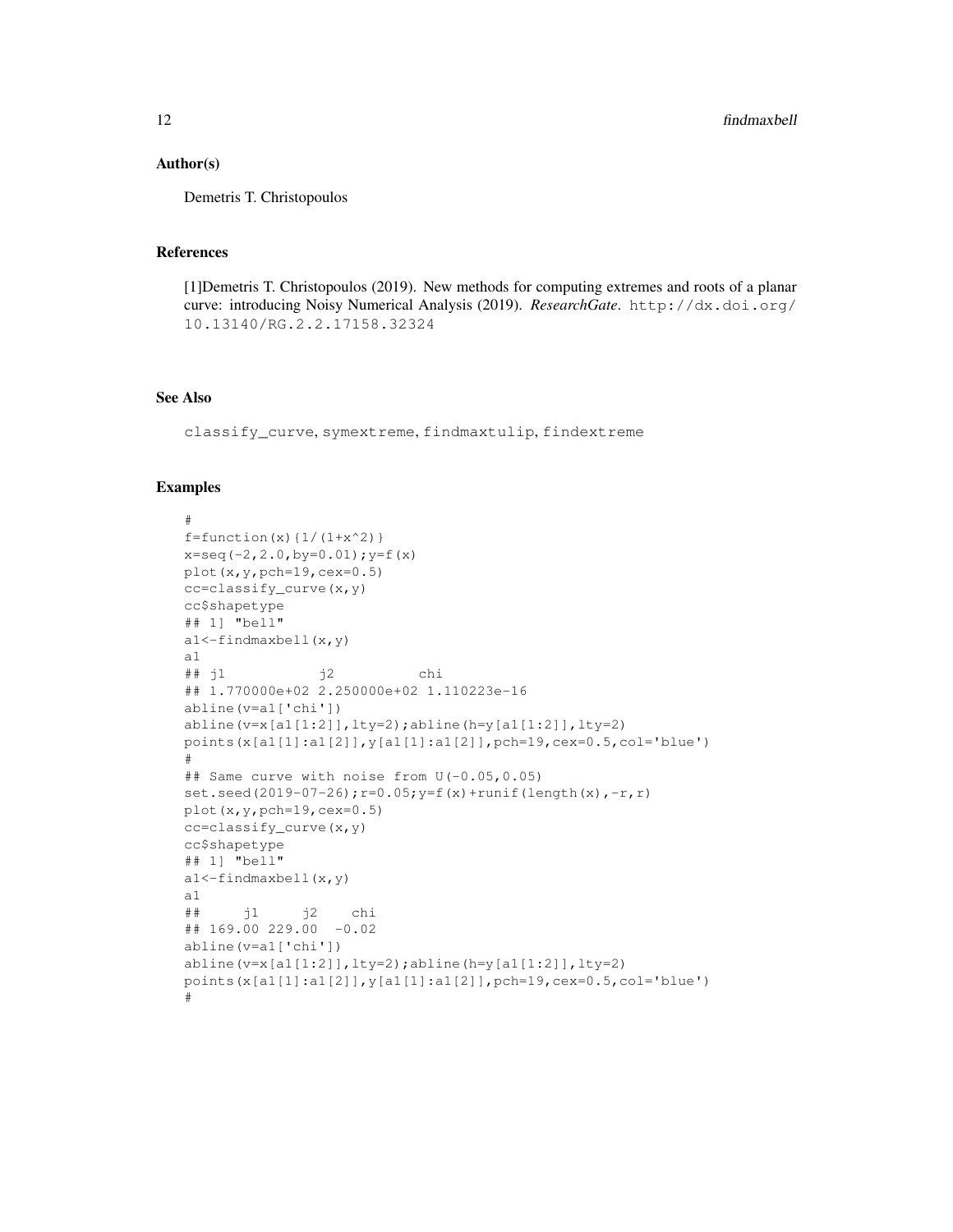## Author(s)

Demetris T. Christopoulos

## References

[1]Demetris T. Christopoulos (2019). New methods for computing extremes and roots of a planar curve: introducing Noisy Numerical Analysis (2019). *ResearchGate*. http://dx.doi.org/10.13140/RG.2.2.17158.32324

## See Also

classify_curve, symextreme, findmaxtulip, findextreme

## Examples

```
#
f=function(x){1/(1+x^2)}
x=seq(-2,2.0,by=0.01);y=f(x)
plot(x,y,pch=19,cex=0.5)
cc=classify_curve(x,y)
cc$shapetype
## 1] "bell"
a1<-findmaxbell(x,y)
a1
## j1           j2           chi
## 1.770000e+02 2.250000e+02 1.110223e-16
abline(v=a1['chi'])
abline(v=x[a1[1:2]],lty=2);abline(h=y[a1[1:2]],lty=2)
points(x[a1[1]:a1[2]],y[a1[1]:a1[2]],pch=19,cex=0.5,col='blue')
#
## Same curve with noise from U(-0.05,0.05)
set.seed(2019-07-26);r=0.05;y=f(x)+runif(length(x),-r,r)
plot(x,y,pch=19,cex=0.5)
cc=classify_curve(x,y)
cc$shapetype
## 1] "bell"
a1<-findmaxbell(x,y)
a1
##     j1     j2    chi
## 169.00 229.00  -0.02
abline(v=a1['chi'])
abline(v=x[a1[1:2]],lty=2);abline(h=y[a1[1:2]],lty=2)
points(x[a1[1]:a1[2]],y[a1[1]:a1[2]],pch=19,cex=0.5,col='blue')
#
```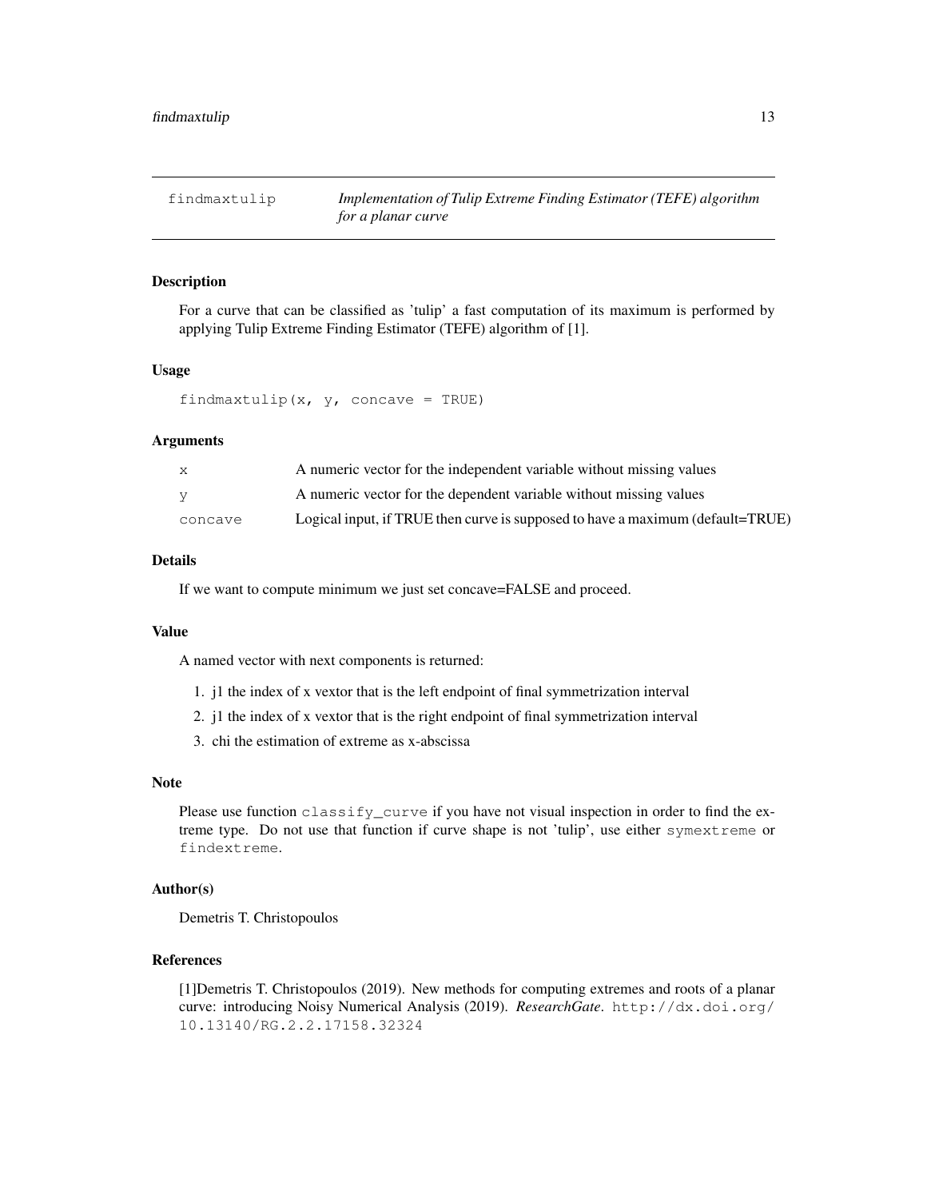## findmaxtulip — *Implementation of Tulip Extreme Finding Estimator (TEFE) algorithm for a planar curve*

### Description

For a curve that can be classified as 'tulip' a fast computation of its maximum is performed by applying Tulip Extreme Finding Estimator (TEFE) algorithm of [1].

### Usage

```
findmaxtulip(x, y, concave = TRUE)
```

### Arguments

| | |
|---|---|
| x | A numeric vector for the independent variable without missing values |
| y | A numeric vector for the dependent variable without missing values |
| concave | Logical input, if TRUE then curve is supposed to have a maximum (default=TRUE) |

### Details

If we want to compute minimum we just set concave=FALSE and proceed.

### Value

A named vector with next components is returned:

1. j1 the index of x vextor that is the left endpoint of final symmetrization interval
2. j1 the index of x vextor that is the right endpoint of final symmetrization interval
3. chi the estimation of extreme as x-abscissa

### Note

Please use function `classify_curve` if you have not visual inspection in order to find the extreme type. Do not use that function if curve shape is not 'tulip', use either `symextreme` or `findextreme`.

### Author(s)

Demetris T. Christopoulos

### References

[1]Demetris T. Christopoulos (2019). New methods for computing extremes and roots of a planar curve: introducing Noisy Numerical Analysis (2019). *ResearchGate*. http://dx.doi.org/10.13140/RG.2.2.17158.32324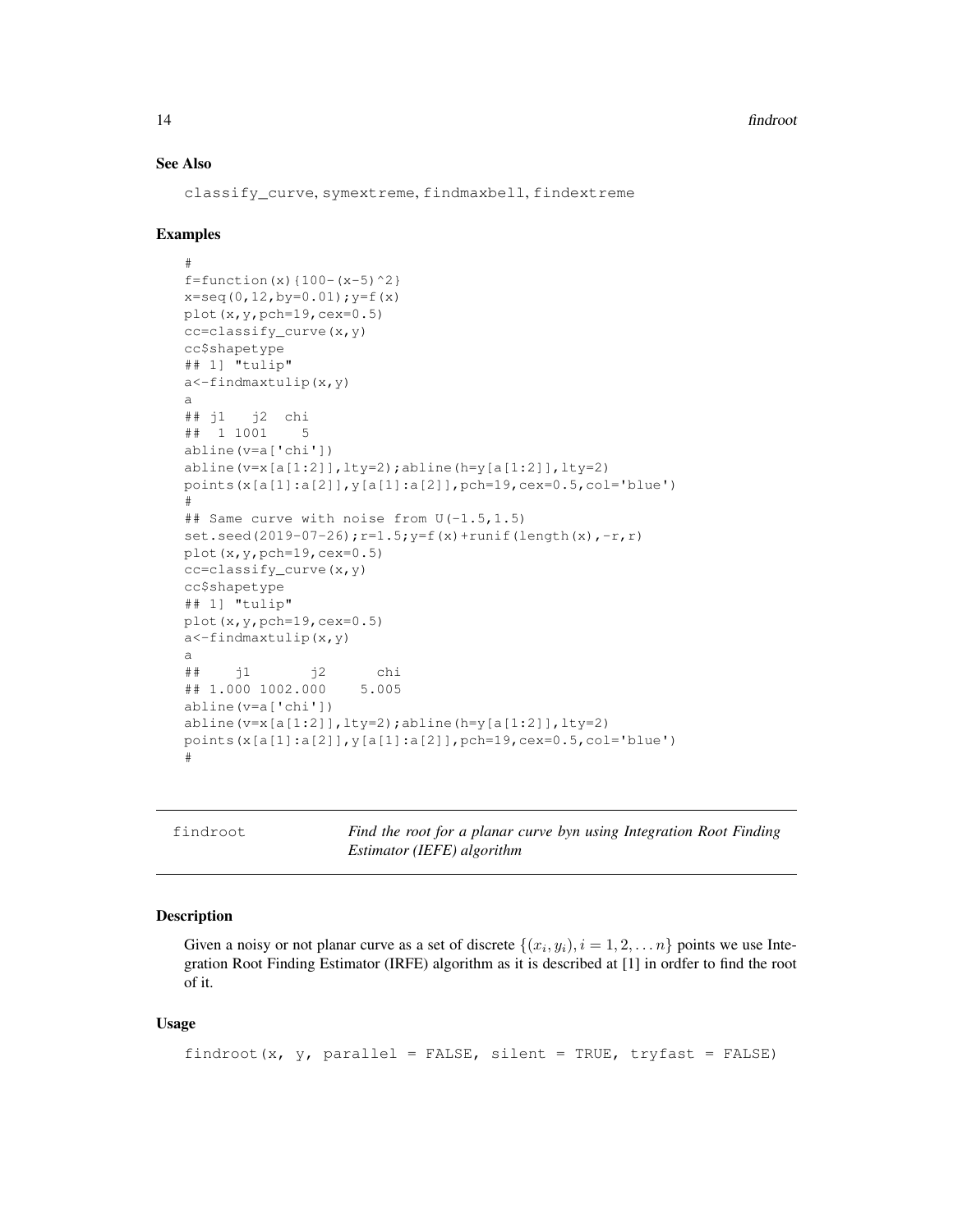### See Also

classify_curve, symextreme, findmaxbell, findextreme

### Examples

```
#
f=function(x){100-(x-5)^2}
x=seq(0,12,by=0.01);y=f(x)
plot(x,y,pch=19,cex=0.5)
cc=classify_curve(x,y)
cc$shapetype
## 1] "tulip"
a<-findmaxtulip(x,y)
a
## j1   j2  chi
##  1 1001    5
abline(v=a['chi'])
abline(v=x[a[1:2]],lty=2);abline(h=y[a[1:2]],lty=2)
points(x[a[1]:a[2]],y[a[1]:a[2]],pch=19,cex=0.5,col='blue')
#
## Same curve with noise from U(-1.5,1.5)
set.seed(2019-07-26);r=1.5;y=f(x)+runif(length(x),-r,r)
plot(x,y,pch=19,cex=0.5)
cc=classify_curve(x,y)
cc$shapetype
## 1] "tulip"
plot(x,y,pch=19,cex=0.5)
a<-findmaxtulip(x,y)
a
##    j1       j2      chi
## 1.000 1002.000    5.005
abline(v=a['chi'])
abline(v=x[a[1:2]],lty=2);abline(h=y[a[1:2]],lty=2)
points(x[a[1]:a[2]],y[a[1]:a[2]],pch=19,cex=0.5,col='blue')
#
```

---

## findroot — *Find the root for a planar curve byn using Integration Root Finding Estimator (IEFE) algorithm*

---

### Description

Given a noisy or not planar curve as a set of discrete $\{(x_i, y_i), i = 1, 2, \ldots n\}$ points we use Integration Root Finding Estimator (IRFE) algorithm as it is described at [1] in ordfer to find the root of it.

### Usage

```
findroot(x, y, parallel = FALSE, silent = TRUE, tryfast = FALSE)
```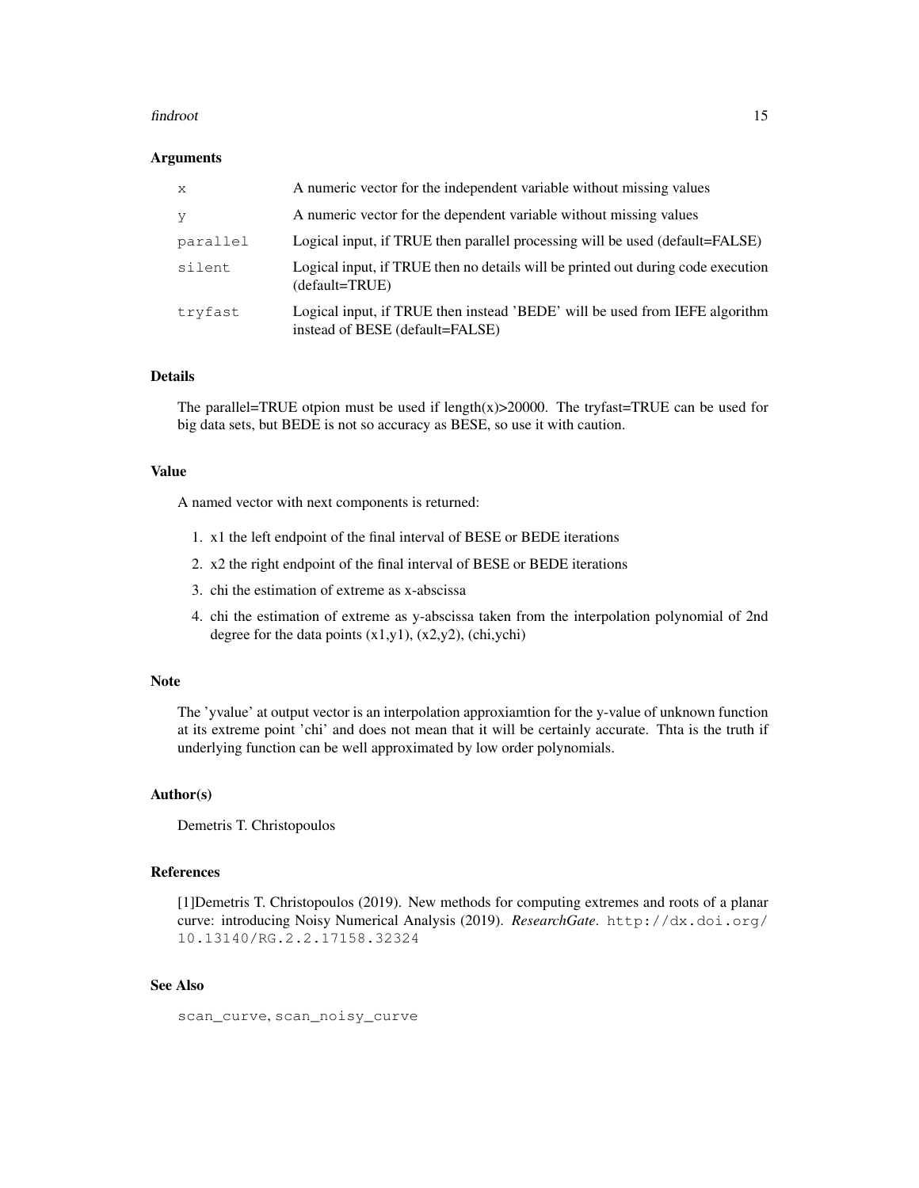## Arguments

| | |
|---|---|
| `x` | A numeric vector for the independent variable without missing values |
| `y` | A numeric vector for the dependent variable without missing values |
| `parallel` | Logical input, if TRUE then parallel processing will be used (default=FALSE) |
| `silent` | Logical input, if TRUE then no details will be printed out during code execution (default=TRUE) |
| `tryfast` | Logical input, if TRUE then instead 'BEDE' will be used from IEFE algorithm instead of BESE (default=FALSE) |

## Details

The parallel=TRUE otpion must be used if length(x)>20000. The tryfast=TRUE can be used for big data sets, but BEDE is not so accuracy as BESE, so use it with caution.

## Value

A named vector with next components is returned:

1. x1 the left endpoint of the final interval of BESE or BEDE iterations
2. x2 the right endpoint of the final interval of BESE or BEDE iterations
3. chi the estimation of extreme as x-abscissa
4. chi the estimation of extreme as y-abscissa taken from the interpolation polynomial of 2nd degree for the data points (x1,y1), (x2,y2), (chi,ychi)

## Note

The 'yvalue' at output vector is an interpolation approxiamtion for the y-value of unknown function at its extreme point 'chi' and does not mean that it will be certainly accurate. Thta is the truth if underlying function can be well approximated by low order polynomials.

## Author(s)

Demetris T. Christopoulos

## References

[1]Demetris T. Christopoulos (2019). New methods for computing extremes and roots of a planar curve: introducing Noisy Numerical Analysis (2019). *ResearchGate*. `http://dx.doi.org/10.13140/RG.2.2.17158.32324`

## See Also

`scan_curve`, `scan_noisy_curve`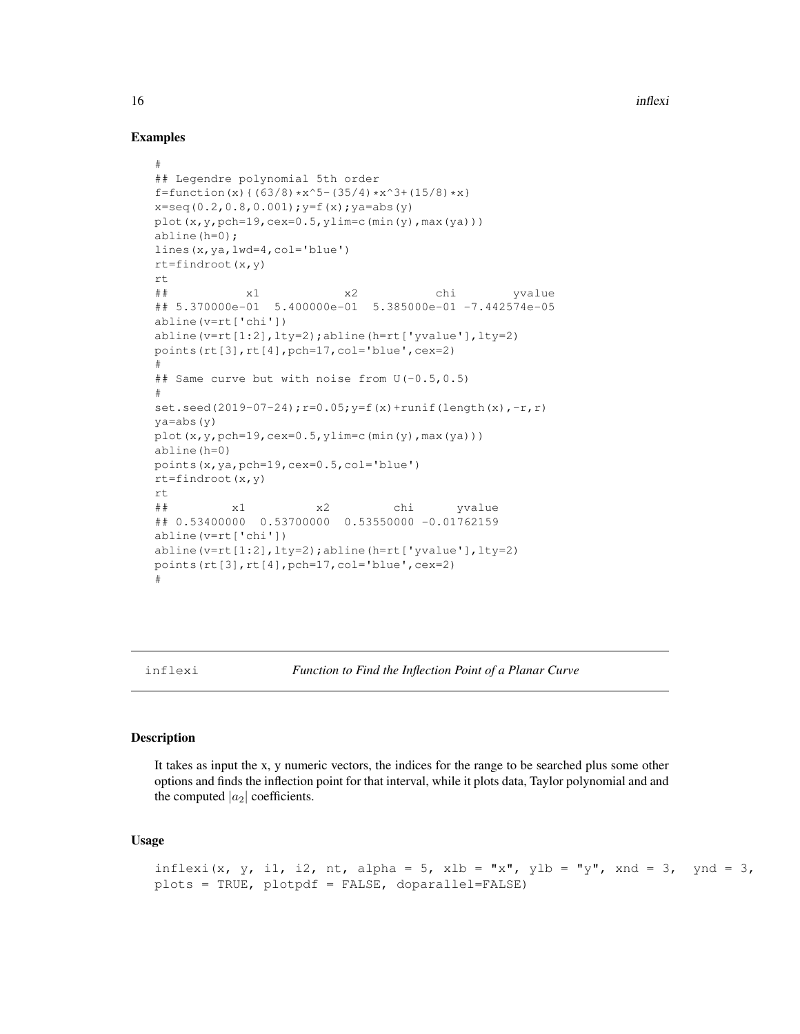## Examples

```
#
## Legendre polynomial 5th order
f=function(x){(63/8)*x^5-(35/4)*x^3+(15/8)*x}
x=seq(0.2,0.8,0.001);y=f(x);ya=abs(y)
plot(x,y,pch=19,cex=0.5,ylim=c(min(y),max(ya)))
abline(h=0);
lines(x,ya,lwd=4,col='blue')
rt=findroot(x,y)
rt
##            x1            x2           chi        yvalue
## 5.370000e-01  5.400000e-01  5.385000e-01 -7.442574e-05
abline(v=rt['chi'])
abline(v=rt[1:2],lty=2);abline(h=rt['yvalue'],lty=2)
points(rt[3],rt[4],pch=17,col='blue',cex=2)
#
## Same curve but with noise from U(-0.5,0.5)
#
set.seed(2019-07-24);r=0.05;y=f(x)+runif(length(x),-r,r)
ya=abs(y)
plot(x,y,pch=19,cex=0.5,ylim=c(min(y),max(ya)))
abline(h=0)
points(x,ya,pch=19,cex=0.5,col='blue')
rt=findroot(x,y)
rt
##          x1          x2         chi      yvalue
## 0.53400000  0.53700000  0.53550000 -0.01762159
abline(v=rt['chi'])
abline(v=rt[1:2],lty=2);abline(h=rt['yvalue'],lty=2)
points(rt[3],rt[4],pch=17,col='blue',cex=2)
#
```

---

# inflexi — *Function to Find the Inflection Point of a Planar Curve*

## Description

It takes as input the x, y numeric vectors, the indices for the range to be searched plus some other options and finds the inflection point for that interval, while it plots data, Taylor polynomial and and the computed $|a_2|$ coefficients.

## Usage

```
inflexi(x, y, i1, i2, nt, alpha = 5, xlb = "x", ylb = "y", xnd = 3,  ynd = 3,
plots = TRUE, plotpdf = FALSE, doparallel=FALSE)
```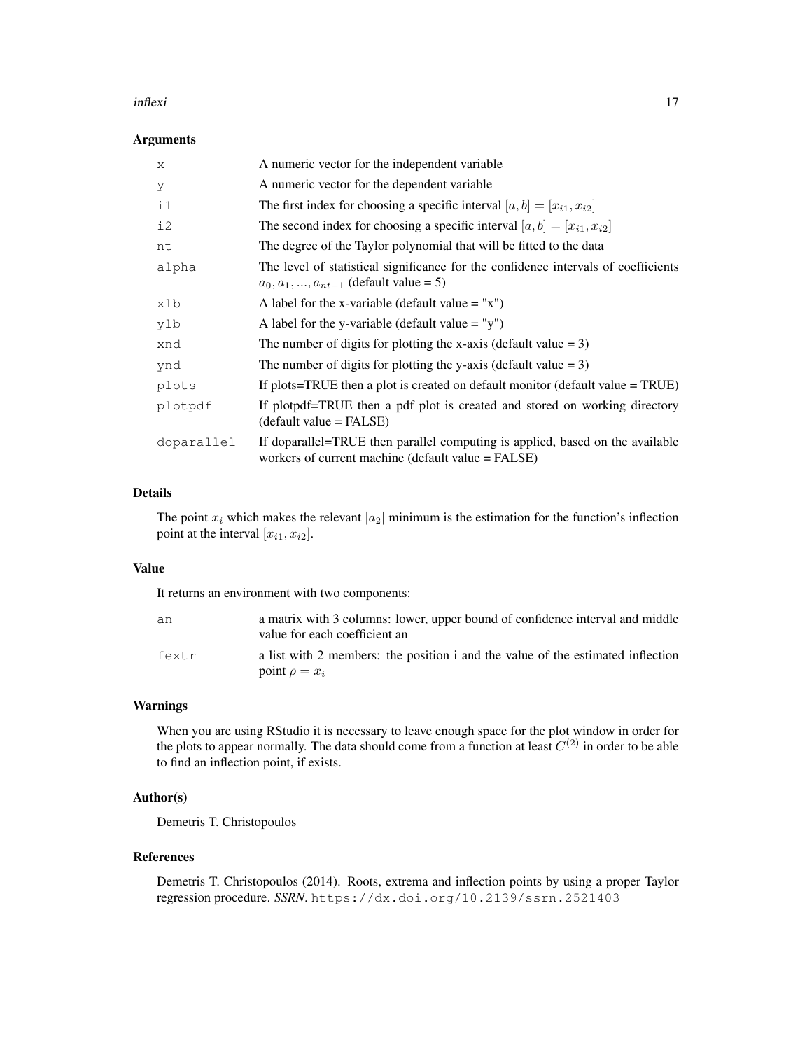### Arguments

| | |
|---|---|
| x | A numeric vector for the independent variable |
| y | A numeric vector for the dependent variable |
| i1 | The first index for choosing a specific interval $[a, b] = [x_{i1}, x_{i2}]$ |
| i2 | The second index for choosing a specific interval $[a, b] = [x_{i1}, x_{i2}]$ |
| nt | The degree of the Taylor polynomial that will be fitted to the data |
| alpha | The level of statistical significance for the confidence intervals of coefficients $a_0, a_1, ..., a_{nt-1}$ (default value = 5) |
| xlb | A label for the x-variable (default value = "x") |
| ylb | A label for the y-variable (default value = "y") |
| xnd | The number of digits for plotting the x-axis (default value = 3) |
| ynd | The number of digits for plotting the y-axis (default value = 3) |
| plots | If plots=TRUE then a plot is created on default monitor (default value = TRUE) |
| plotpdf | If plotpdf=TRUE then a pdf plot is created and stored on working directory (default value = FALSE) |
| doparallel | If doparallel=TRUE then parallel computing is applied, based on the available workers of current machine (default value = FALSE) |

### Details

The point $x_i$ which makes the relevant $|a_2|$ minimum is the estimation for the function's inflection point at the interval $[x_{i1}, x_{i2}]$.

### Value

It returns an environment with two components:

| | |
|---|---|
| an | a matrix with 3 columns: lower, upper bound of confidence interval and middle value for each coefficient an |
| fextr | a list with 2 members: the position i and the value of the estimated inflection point $\rho = x_i$ |

### Warnings

When you are using RStudio it is necessary to leave enough space for the plot window in order for the plots to appear normally. The data should come from a function at least $C^{(2)}$ in order to be able to find an inflection point, if exists.

### Author(s)

Demetris T. Christopoulos

### References

Demetris T. Christopoulos (2014). Roots, extrema and inflection points by using a proper Taylor regression procedure. *SSRN*. https://dx.doi.org/10.2139/ssrn.2521403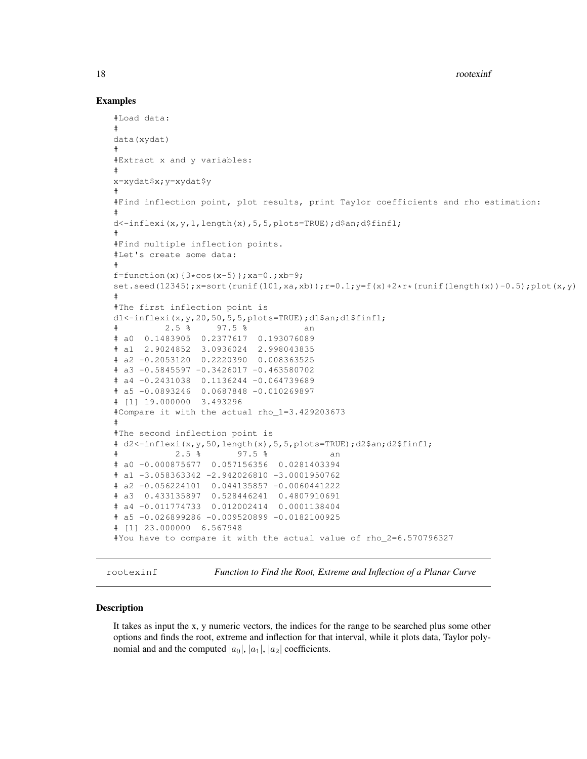## Examples

```
#Load data:
#
data(xydat)
#
#Extract x and y variables:
#
x=xydat$x;y=xydat$y
#
#Find inflection point, plot results, print Taylor coefficients and rho estimation:
#
d<-inflexi(x,y,1,length(x),5,5,plots=TRUE);d$an;d$finfl;
#
#Find multiple inflection points.
#Let's create some data:
#
f=function(x){3*cos(x-5)};xa=0.;xb=9;
set.seed(12345);x=sort(runif(101,xa,xb));r=0.1;y=f(x)+2*r*(runif(length(x))-0.5);plot(x,y)
#
#The first inflection point is
d1<-inflexi(x,y,20,50,5,5,plots=TRUE);d1$an;d1$finfl;
#          2.5 %     97.5 %           an
# a0  0.1483905  0.2377617  0.193076089
# a1  2.9024852  3.0936024  2.998043835
# a2 -0.2053120  0.2220390  0.008363525
# a3 -0.5845597 -0.3426017 -0.463580702
# a4 -0.2431038  0.1136244 -0.064739689
# a5 -0.0893246  0.0687848 -0.010269897
# [1] 19.000000  3.493296
#Compare it with the actual rho_1=3.429203673
#
#The second inflection point is
# d2<-inflexi(x,y,50,length(x),5,5,plots=TRUE);d2$an;d2$finfl;
#            2.5 %       97.5 %            an
# a0 -0.000875677  0.057156356  0.0281403394
# a1 -3.058363342 -2.942026810 -3.0001950762
# a2 -0.056224101  0.044135857 -0.0060441222
# a3  0.433135897  0.528446241  0.4807910691
# a4 -0.011774733  0.012002414  0.0001138404
# a5 -0.026899286 -0.009520899 -0.0182100925
# [1] 23.000000  6.567948
#You have to compare it with the actual value of rho_2=6.570796327
```

---

`rootexinf` *Function to Find the Root, Extreme and Inflection of a Planar Curve*

---

## Description

It takes as input the x, y numeric vectors, the indices for the range to be searched plus some other options and finds the root, extreme and inflection for that interval, while it plots data, Taylor polynomial and and the computed $|a_0|$, $|a_1|$, $|a_2|$ coefficients.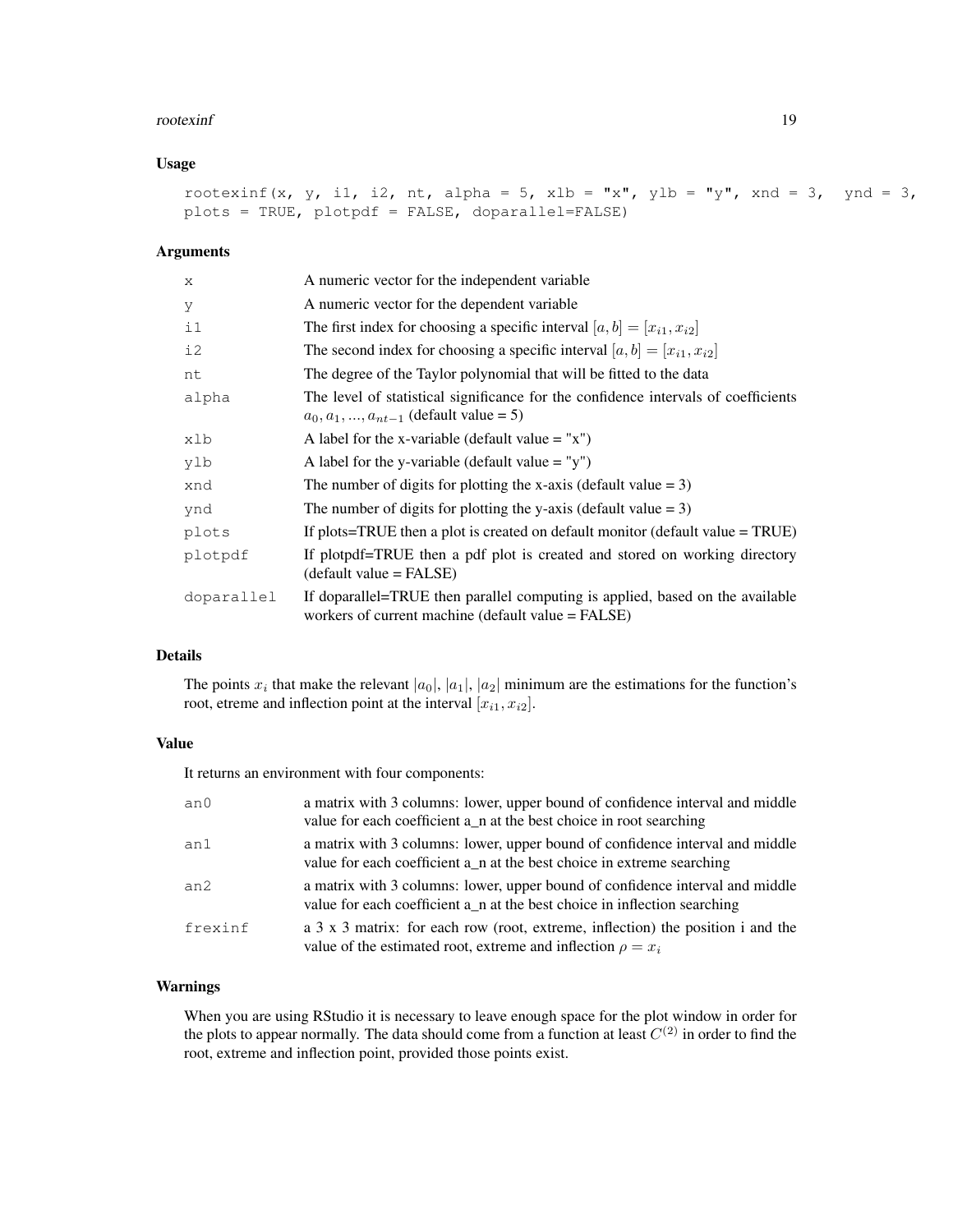## Usage

```
rootexinf(x, y, i1, i2, nt, alpha = 5, xlb = "x", ylb = "y", xnd = 3,  ynd = 3,
plots = TRUE, plotpdf = FALSE, doparallel=FALSE)
```

## Arguments

| | |
|---|---|
| x | A numeric vector for the independent variable |
| y | A numeric vector for the dependent variable |
| i1 | The first index for choosing a specific interval $[a, b] = [x_{i1}, x_{i2}]$ |
| i2 | The second index for choosing a specific interval $[a, b] = [x_{i1}, x_{i2}]$ |
| nt | The degree of the Taylor polynomial that will be fitted to the data |
| alpha | The level of statistical significance for the confidence intervals of coefficients $a_0, a_1, ..., a_{nt-1}$ (default value = 5) |
| xlb | A label for the x-variable (default value = "x") |
| ylb | A label for the y-variable (default value = "y") |
| xnd | The number of digits for plotting the x-axis (default value = 3) |
| ynd | The number of digits for plotting the y-axis (default value = 3) |
| plots | If plots=TRUE then a plot is created on default monitor (default value = TRUE) |
| plotpdf | If plotpdf=TRUE then a pdf plot is created and stored on working directory (default value = FALSE) |
| doparallel | If doparallel=TRUE then parallel computing is applied, based on the available workers of current machine (default value = FALSE) |

## Details

The points $x_i$ that make the relevant $|a_0|$, $|a_1|$, $|a_2|$ minimum are the estimations for the function's root, etreme and inflection point at the interval $[x_{i1}, x_{i2}]$.

## Value

It returns an environment with four components:

| | |
|---|---|
| an0 | a matrix with 3 columns: lower, upper bound of confidence interval and middle value for each coefficient a_n at the best choice in root searching |
| an1 | a matrix with 3 columns: lower, upper bound of confidence interval and middle value for each coefficient a_n at the best choice in extreme searching |
| an2 | a matrix with 3 columns: lower, upper bound of confidence interval and middle value for each coefficient a_n at the best choice in inflection searching |
| frexinf | a 3 x 3 matrix: for each row (root, extreme, inflection) the position i and the value of the estimated root, extreme and inflection $\rho = x_i$ |

## Warnings

When you are using RStudio it is necessary to leave enough space for the plot window in order for the plots to appear normally. The data should come from a function at least $C^{(2)}$ in order to find the root, extreme and inflection point, provided those points exist.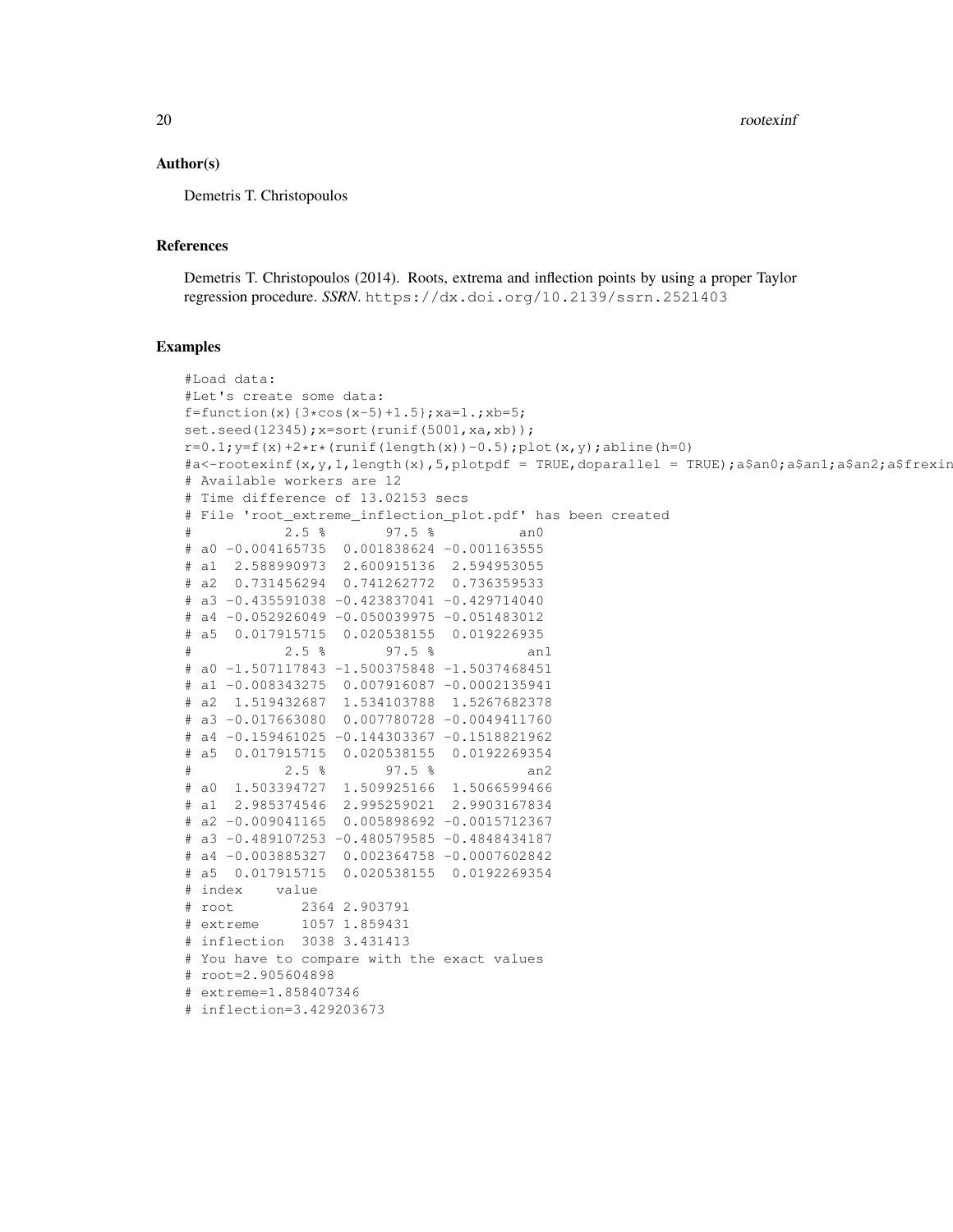## Author(s)

Demetris T. Christopoulos

## References

Demetris T. Christopoulos (2014). Roots, extrema and inflection points by using a proper Taylor regression procedure. *SSRN*. https://dx.doi.org/10.2139/ssrn.2521403

## Examples

```
#Load data:
#Let's create some data:
f=function(x){3*cos(x-5)+1.5};xa=1.;xb=5;
set.seed(12345);x=sort(runif(5001,xa,xb));
r=0.1;y=f(x)+2*r*(runif(length(x))-0.5);plot(x,y);abline(h=0)
#a<-rootexinf(x,y,1,length(x),5,plotpdf = TRUE,doparallel = TRUE);a$an0;a$an1;a$an2;a$frexin
# Available workers are 12
# Time difference of 13.02153 secs
# File 'root_extreme_inflection_plot.pdf' has been created
#           2.5 %       97.5 %          an0
# a0 -0.004165735  0.001838624 -0.001163555
# a1  2.588990973  2.600915136  2.594953055
# a2  0.731456294  0.741262772  0.736359533
# a3 -0.435591038 -0.423837041 -0.429714040
# a4 -0.052926049 -0.050039975 -0.051483012
# a5  0.017915715  0.020538155  0.019226935
#           2.5 %       97.5 %           an1
# a0 -1.507117843 -1.500375848 -1.5037468451
# a1 -0.008343275  0.007916087 -0.0002135941
# a2  1.519432687  1.534103788  1.5267682378
# a3 -0.017663080  0.007780728 -0.0049411760
# a4 -0.159461025 -0.144303367 -0.1518821962
# a5  0.017915715  0.020538155  0.0192269354
#           2.5 %       97.5 %           an2
# a0  1.503394727  1.509925166  1.5066599466
# a1  2.985374546  2.995259021  2.9903167834
# a2 -0.009041165  0.005898692 -0.0015712367
# a3 -0.489107253 -0.480579585 -0.4848434187
# a4 -0.003885327  0.002364758 -0.0007602842
# a5  0.017915715  0.020538155  0.0192269354
# index    value
# root        2364 2.903791
# extreme     1057 1.859431
# inflection  3038 3.431413
# You have to compare with the exact values
# root=2.905604898
# extreme=1.858407346
# inflection=3.429203673
```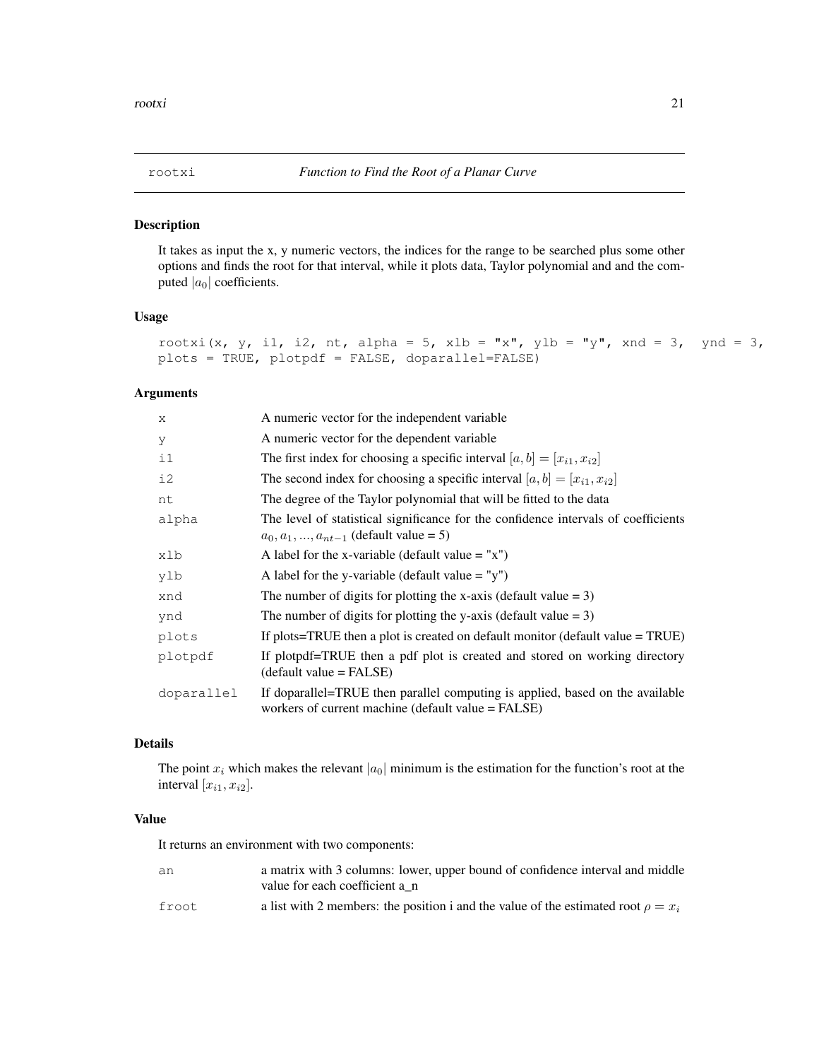# rootxi — *Function to Find the Root of a Planar Curve*

## Description

It takes as input the x, y numeric vectors, the indices for the range to be searched plus some other options and finds the root for that interval, while it plots data, Taylor polynomial and and the computed $|a_0|$ coefficients.

## Usage

```
rootxi(x, y, i1, i2, nt, alpha = 5, xlb = "x", ylb = "y", xnd = 3,  ynd = 3,
plots = TRUE, plotpdf = FALSE, doparallel=FALSE)
```

## Arguments

| | |
|---|---|
| x | A numeric vector for the independent variable |
| y | A numeric vector for the dependent variable |
| i1 | The first index for choosing a specific interval $[a, b] = [x_{i1}, x_{i2}]$ |
| i2 | The second index for choosing a specific interval $[a, b] = [x_{i1}, x_{i2}]$ |
| nt | The degree of the Taylor polynomial that will be fitted to the data |
| alpha | The level of statistical significance for the confidence intervals of coefficients $a_0, a_1, ..., a_{nt-1}$ (default value = 5) |
| xlb | A label for the x-variable (default value = "x") |
| ylb | A label for the y-variable (default value = "y") |
| xnd | The number of digits for plotting the x-axis (default value = 3) |
| ynd | The number of digits for plotting the y-axis (default value = 3) |
| plots | If plots=TRUE then a plot is created on default monitor (default value = TRUE) |
| plotpdf | If plotpdf=TRUE then a pdf plot is created and stored on working directory (default value = FALSE) |
| doparallel | If doparallel=TRUE then parallel computing is applied, based on the available workers of current machine (default value = FALSE) |

## Details

The point $x_i$ which makes the relevant $|a_0|$ minimum is the estimation for the function's root at the interval $[x_{i1}, x_{i2}]$.

## Value

It returns an environment with two components:

| | |
|---|---|
| an | a matrix with 3 columns: lower, upper bound of confidence interval and middle value for each coefficient a_n |
| froot | a list with 2 members: the position i and the value of the estimated root $\rho = x_i$ |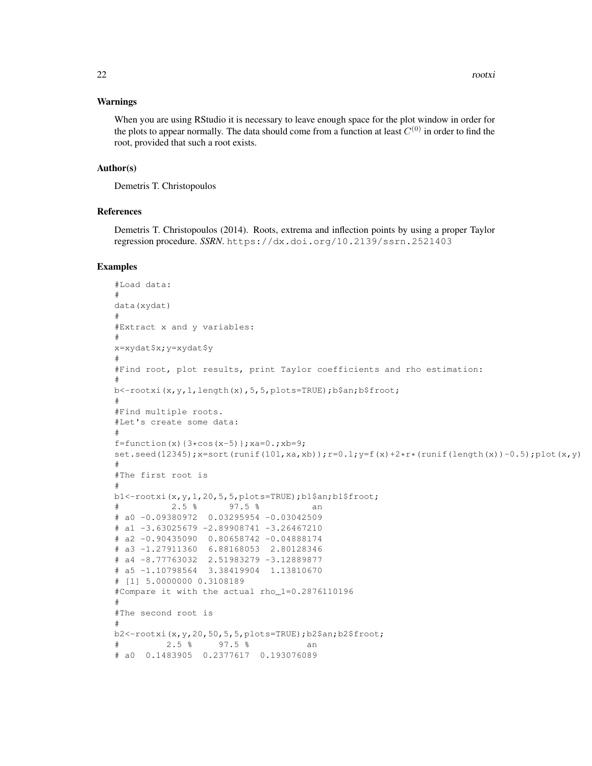### Warnings

When you are using RStudio it is necessary to leave enough space for the plot window in order for the plots to appear normally. The data should come from a function at least $C^{(0)}$ in order to find the root, provided that such a root exists.

### Author(s)

Demetris T. Christopoulos

### References

Demetris T. Christopoulos (2014). Roots, extrema and inflection points by using a proper Taylor regression procedure. ***SSRN***. https://dx.doi.org/10.2139/ssrn.2521403

### Examples

```
#Load data:
#
data(xydat)
#
#Extract x and y variables:
#
x=xydat$x;y=xydat$y
#
#Find root, plot results, print Taylor coefficients and rho estimation:
#
b<-rootxi(x,y,1,length(x),5,5,plots=TRUE);b$an;b$froot;
#
#Find multiple roots.
#Let's create some data:
#
f=function(x){3*cos(x-5)};xa=0.;xb=9;
set.seed(12345);x=sort(runif(101,xa,xb));r=0.1;y=f(x)+2*r*(runif(length(x))-0.5);plot(x,y)
#
#The first root is
#
b1<-rootxi(x,y,1,20,5,5,plots=TRUE);b1$an;b1$froot;
#          2.5 %      97.5 %           an
# a0 -0.09380972  0.03295954 -0.03042509
# a1 -3.63025679 -2.89908741 -3.26467210
# a2 -0.90435090  0.80658742 -0.04888174
# a3 -1.27911360  6.88168053  2.80128346
# a4 -8.77763032  2.51983279 -3.12889877
# a5 -1.10798564  3.38419904  1.13810670
# [1] 5.0000000 0.3108189
#Compare it with the actual rho_1=0.2876110196
#
#The second root is
#
b2<-rootxi(x,y,20,50,5,5,plots=TRUE);b2$an;b2$froot;
#         2.5 %     97.5 %            an
# a0  0.1483905  0.2377617  0.193076089
```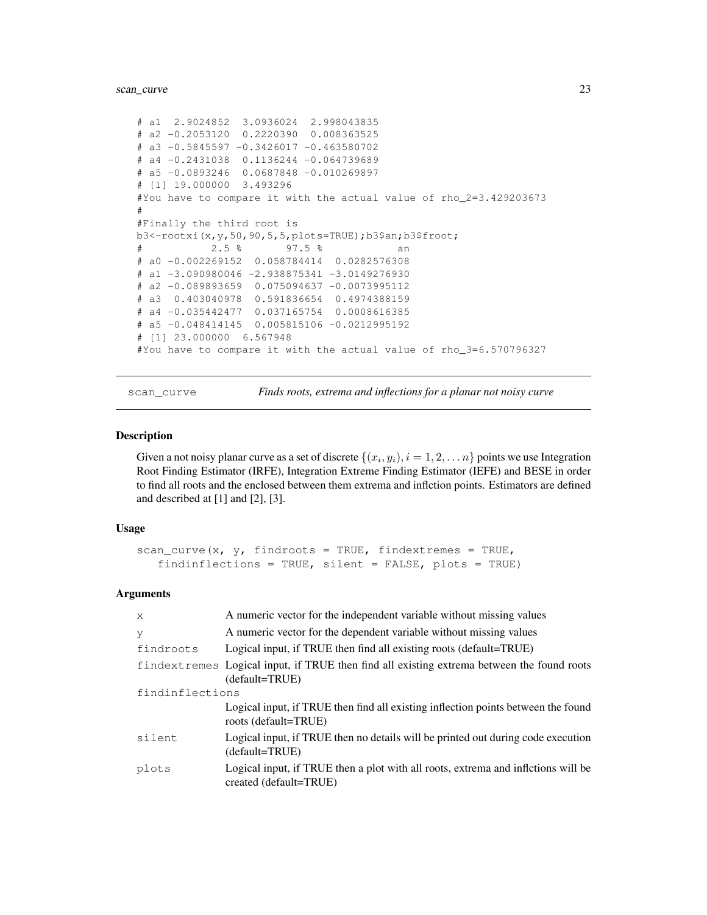```
# a1  2.9024852  3.0936024  2.998043835
# a2 -0.2053120  0.2220390  0.008363525
# a3 -0.5845597 -0.3426017 -0.463580702
# a4 -0.2431038  0.1136244 -0.064739689
# a5 -0.0893246  0.0687848 -0.010269897
# [1] 19.000000  3.493296
#You have to compare it with the actual value of rho_2=3.429203673
#
#Finally the third root is
b3<-rootxi(x,y,50,90,5,5,plots=TRUE);b3$an;b3$froot;
#           2.5 %       97.5 %            an
# a0 -0.002269152  0.058784414  0.0282576308
# a1 -3.090980046 -2.938875341 -3.0149276930
# a2 -0.089893659  0.075094637 -0.0073995112
# a3  0.403040978  0.591836654  0.4974388159
# a4 -0.035442477  0.037165754  0.0008616385
# a5 -0.048414145  0.005815106 -0.0212995192
# [1] 23.000000  6.567948
#You have to compare it with the actual value of rho_3=6.570796327
```

## scan_curve — *Finds roots, extrema and inflections for a planar not noisy curve*

### Description

Given a not noisy planar curve as a set of discrete $\{(x_i, y_i), i = 1, 2, \ldots n\}$ points we use Integration Root Finding Estimator (IRFE), Integration Extreme Finding Estimator (IEFE) and BESE in order to find all roots and the enclosed between them extrema and inflction points. Estimators are defined and described at [1] and [2], [3].

### Usage

```
scan_curve(x, y, findroots = TRUE, findextremes = TRUE,
   findinflections = TRUE, silent = FALSE, plots = TRUE)
```

### Arguments

| | |
|---|---|
| x | A numeric vector for the independent variable without missing values |
| y | A numeric vector for the dependent variable without missing values |
| findroots | Logical input, if TRUE then find all existing roots (default=TRUE) |
| findextremes | Logical input, if TRUE then find all existing extrema between the found roots (default=TRUE) |
| findinflections | Logical input, if TRUE then find all existing inflection points between the found roots (default=TRUE) |
| silent | Logical input, if TRUE then no details will be printed out during code execution (default=TRUE) |
| plots | Logical input, if TRUE then a plot with all roots, extrema and inflctions will be created (default=TRUE) |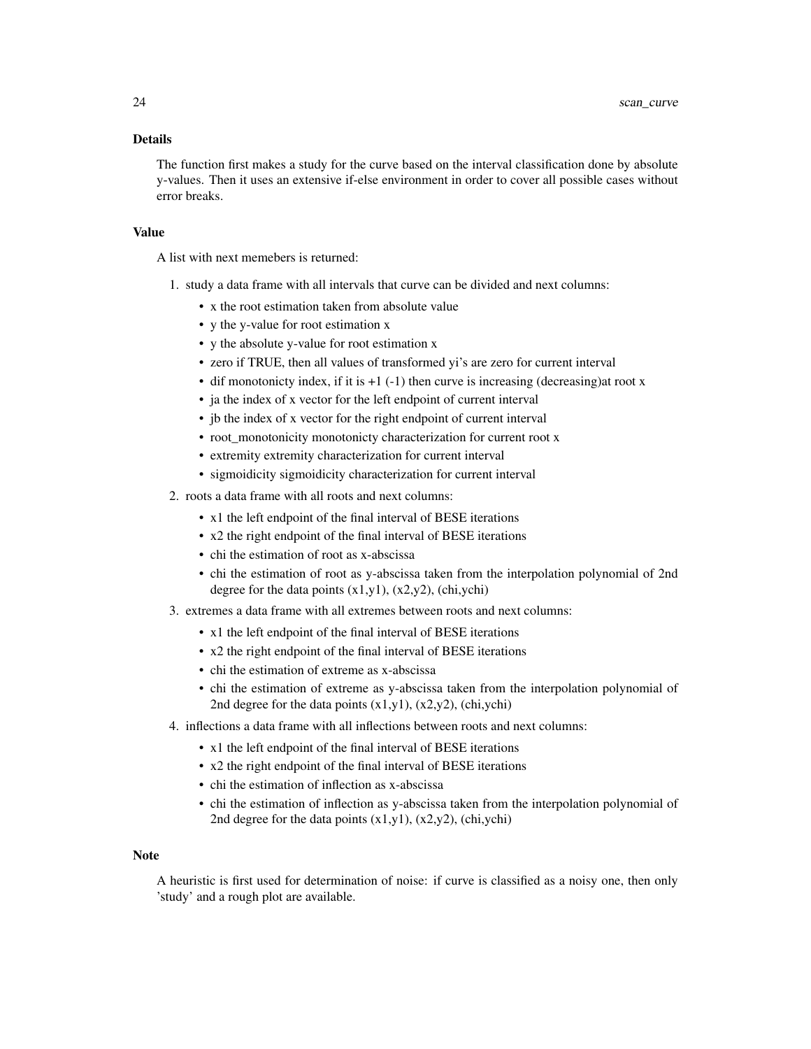### Details

The function first makes a study for the curve based on the interval classification done by absolute y-values. Then it uses an extensive if-else environment in order to cover all possible cases without error breaks.

### Value

A list with next memebers is returned:

1. study a data frame with all intervals that curve can be divided and next columns:
   - x the root estimation taken from absolute value
   - y the y-value for root estimation x
   - y the absolute y-value for root estimation x
   - zero if TRUE, then all values of transformed yi's are zero for current interval
   - dif monotonicty index, if it is +1 (-1) then curve is increasing (decreasing)at root x
   - ja the index of x vector for the left endpoint of current interval
   - jb the index of x vector for the right endpoint of current interval
   - root_monotonicity monotonicty characterization for current root x
   - extremity extremity characterization for current interval
   - sigmoidicity sigmoidicity characterization for current interval
2. roots a data frame with all roots and next columns:
   - x1 the left endpoint of the final interval of BESE iterations
   - x2 the right endpoint of the final interval of BESE iterations
   - chi the estimation of root as x-abscissa
   - chi the estimation of root as y-abscissa taken from the interpolation polynomial of 2nd degree for the data points (x1,y1), (x2,y2), (chi,ychi)
3. extremes a data frame with all extremes between roots and next columns:
   - x1 the left endpoint of the final interval of BESE iterations
   - x2 the right endpoint of the final interval of BESE iterations
   - chi the estimation of extreme as x-abscissa
   - chi the estimation of extreme as y-abscissa taken from the interpolation polynomial of 2nd degree for the data points (x1,y1), (x2,y2), (chi,ychi)
4. inflections a data frame with all inflections between roots and next columns:
   - x1 the left endpoint of the final interval of BESE iterations
   - x2 the right endpoint of the final interval of BESE iterations
   - chi the estimation of inflection as x-abscissa
   - chi the estimation of inflection as y-abscissa taken from the interpolation polynomial of 2nd degree for the data points (x1,y1), (x2,y2), (chi,ychi)

### Note

A heuristic is first used for determination of noise: if curve is classified as a noisy one, then only 'study' and a rough plot are available.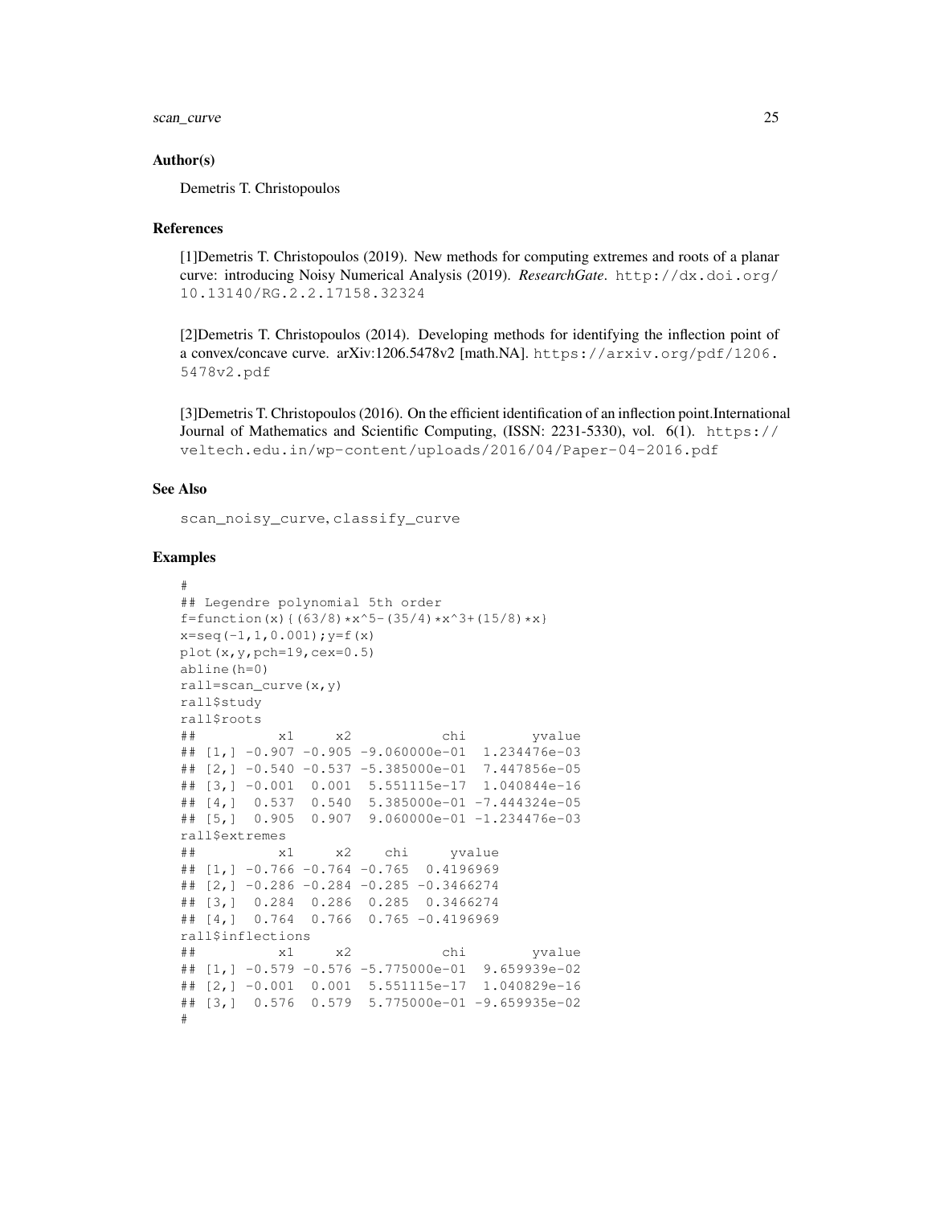### Author(s)

Demetris T. Christopoulos

### References

[1]Demetris T. Christopoulos (2019). New methods for computing extremes and roots of a planar curve: introducing Noisy Numerical Analysis (2019). *ResearchGate*. http://dx.doi.org/10.13140/RG.2.2.17158.32324

[2]Demetris T. Christopoulos (2014). Developing methods for identifying the inflection point of a convex/concave curve. arXiv:1206.5478v2 [math.NA]. https://arxiv.org/pdf/1206.5478v2.pdf

[3]Demetris T. Christopoulos (2016). On the efficient identification of an inflection point.International Journal of Mathematics and Scientific Computing, (ISSN: 2231-5330), vol. 6(1). https://veltech.edu.in/wp-content/uploads/2016/04/Paper-04-2016.pdf

### See Also

`scan_noisy_curve`, `classify_curve`

### Examples

```
#
## Legendre polynomial 5th order
f=function(x){(63/8)*x^5-(35/4)*x^3+(15/8)*x}
x=seq(-1,1,0.001);y=f(x)
plot(x,y,pch=19,cex=0.5)
abline(h=0)
rall=scan_curve(x,y)
rall$study
rall$roots
##          x1     x2           chi        yvalue
## [1,] -0.907 -0.905 -9.060000e-01  1.234476e-03
## [2,] -0.540 -0.537 -5.385000e-01  7.447856e-05
## [3,] -0.001  0.001  5.551115e-17  1.040844e-16
## [4,]  0.537  0.540  5.385000e-01 -7.444324e-05
## [5,]  0.905  0.907  9.060000e-01 -1.234476e-03
rall$extremes
##          x1     x2    chi     yvalue
## [1,] -0.766 -0.764 -0.765  0.4196969
## [2,] -0.286 -0.284 -0.285 -0.3466274
## [3,]  0.284  0.286  0.285  0.3466274
## [4,]  0.764  0.766  0.765 -0.4196969
rall$inflections
##          x1     x2           chi        yvalue
## [1,] -0.579 -0.576 -5.775000e-01  9.659939e-02
## [2,] -0.001  0.001  5.551115e-17  1.040829e-16
## [3,]  0.576  0.579  5.775000e-01 -9.659935e-02
#
```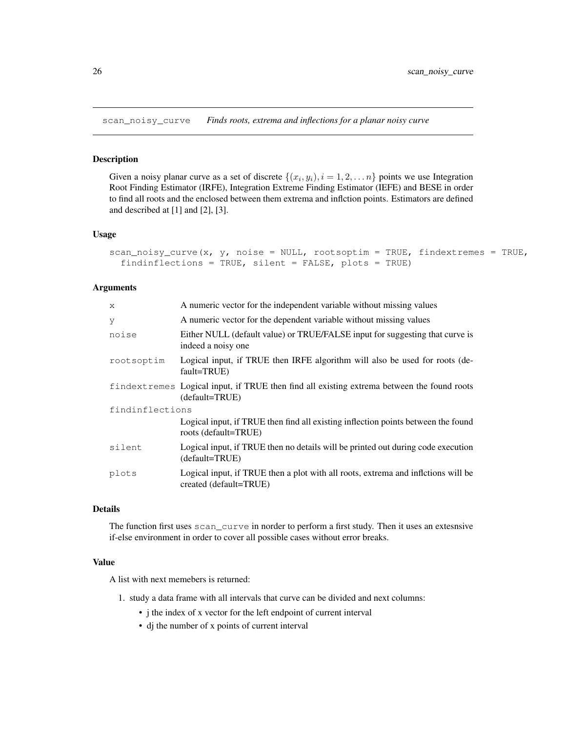## scan_noisy_curve *Finds roots, extrema and inflections for a planar noisy curve*

### Description

Given a noisy planar curve as a set of discrete $\{(x_i, y_i), i = 1, 2, \ldots n\}$ points we use Integration Root Finding Estimator (IRFE), Integration Extreme Finding Estimator (IEFE) and BESE in order to find all roots and the enclosed between them extrema and inflction points. Estimators are defined and described at [1] and [2], [3].

### Usage

```
scan_noisy_curve(x, y, noise = NULL, rootsoptim = TRUE, findextremes = TRUE,
  findinflections = TRUE, silent = FALSE, plots = TRUE)
```

### Arguments

| | |
|---|---|
| x | A numeric vector for the independent variable without missing values |
| y | A numeric vector for the dependent variable without missing values |
| noise | Either NULL (default value) or TRUE/FALSE input for suggesting that curve is indeed a noisy one |
| rootsoptim | Logical input, if TRUE then IRFE algorithm will also be used for roots (default=TRUE) |
| findextremes | Logical input, if TRUE then find all existing extrema between the found roots (default=TRUE) |
| findinflections | Logical input, if TRUE then find all existing inflection points between the found roots (default=TRUE) |
| silent | Logical input, if TRUE then no details will be printed out during code execution (default=TRUE) |
| plots | Logical input, if TRUE then a plot with all roots, extrema and inflctions will be created (default=TRUE) |

### Details

The function first uses `scan_curve` in norder to perform a first study. Then it uses an extesnsive if-else environment in order to cover all possible cases without error breaks.

### Value

A list with next memebers is returned:

1. study a data frame with all intervals that curve can be divided and next columns:
   - j the index of x vector for the left endpoint of current interval
   - dj the number of x points of current interval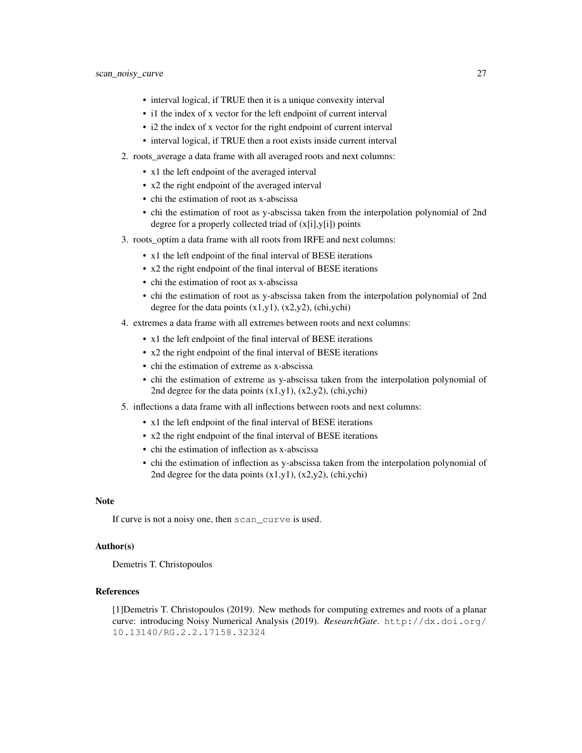- interval logical, if TRUE then it is a unique convexity interval
- i1 the index of x vector for the left endpoint of current interval
- i2 the index of x vector for the right endpoint of current interval
- interval logical, if TRUE then a root exists inside current interval

2. roots_average a data frame with all averaged roots and next columns:
   - x1 the left endpoint of the averaged interval
   - x2 the right endpoint of the averaged interval
   - chi the estimation of root as x-abscissa
   - chi the estimation of root as y-abscissa taken from the interpolation polynomial of 2nd degree for a properly collected triad of (x[i],y[i]) points
3. roots_optim a data frame with all roots from IRFE and next columns:
   - x1 the left endpoint of the final interval of BESE iterations
   - x2 the right endpoint of the final interval of BESE iterations
   - chi the estimation of root as x-abscissa
   - chi the estimation of root as y-abscissa taken from the interpolation polynomial of 2nd degree for the data points (x1,y1), (x2,y2), (chi,ychi)
4. extremes a data frame with all extremes between roots and next columns:
   - x1 the left endpoint of the final interval of BESE iterations
   - x2 the right endpoint of the final interval of BESE iterations
   - chi the estimation of extreme as x-abscissa
   - chi the estimation of extreme as y-abscissa taken from the interpolation polynomial of 2nd degree for the data points (x1,y1), (x2,y2), (chi,ychi)
5. inflections a data frame with all inflections between roots and next columns:
   - x1 the left endpoint of the final interval of BESE iterations
   - x2 the right endpoint of the final interval of BESE iterations
   - chi the estimation of inflection as x-abscissa
   - chi the estimation of inflection as y-abscissa taken from the interpolation polynomial of 2nd degree for the data points (x1,y1), (x2,y2), (chi,ychi)

### Note

If curve is not a noisy one, then `scan_curve` is used.

### Author(s)

Demetris T. Christopoulos

### References

[1]Demetris T. Christopoulos (2019). New methods for computing extremes and roots of a planar curve: introducing Noisy Numerical Analysis (2019). *ResearchGate*. `http://dx.doi.org/10.13140/RG.2.2.17158.32324`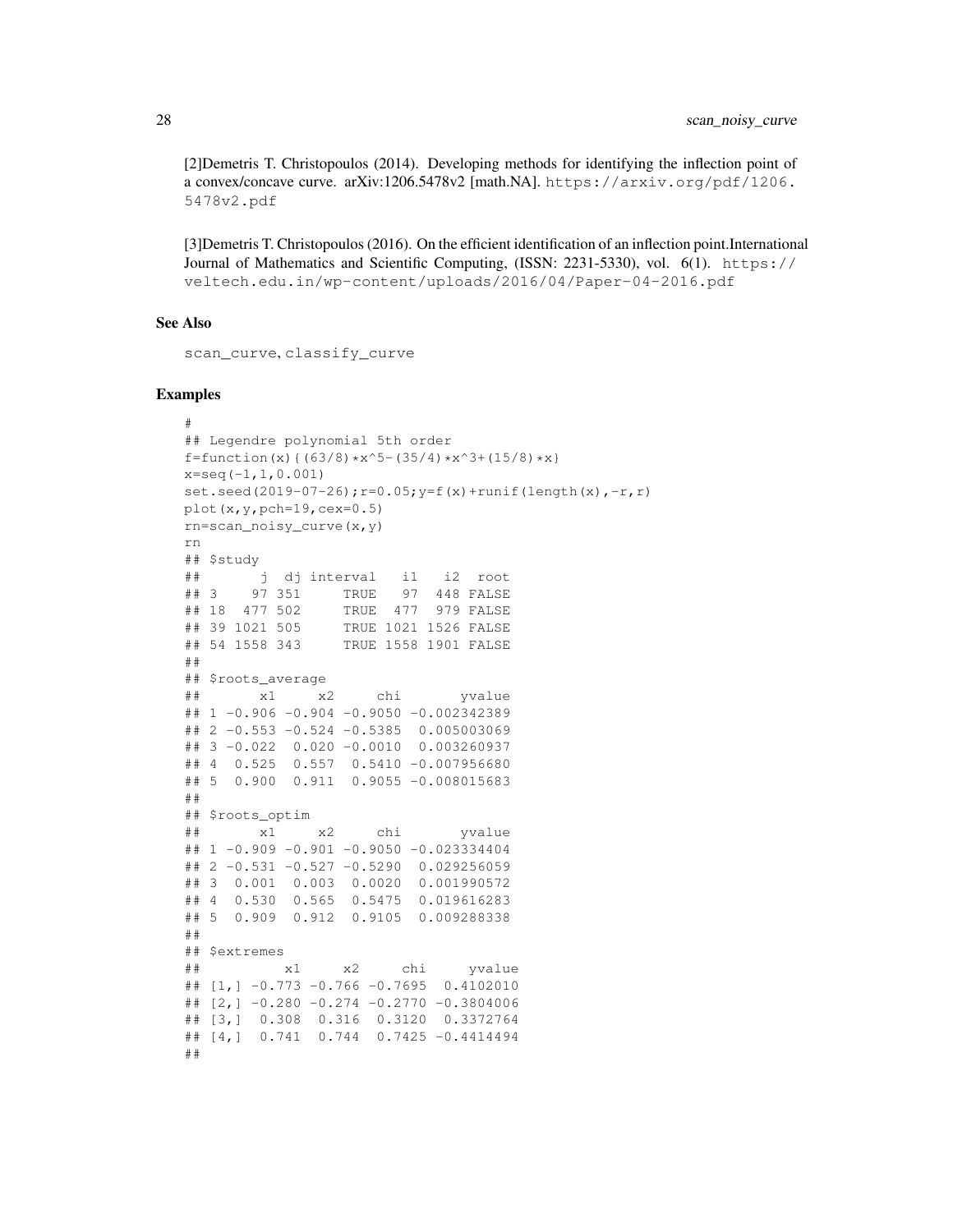[2]Demetris T. Christopoulos (2014). Developing methods for identifying the inflection point of a convex/concave curve. arXiv:1206.5478v2 [math.NA]. https://arxiv.org/pdf/1206.5478v2.pdf

[3]Demetris T. Christopoulos (2016). On the efficient identification of an inflection point.International Journal of Mathematics and Scientific Computing, (ISSN: 2231-5330), vol. 6(1). https://veltech.edu.in/wp-content/uploads/2016/04/Paper-04-2016.pdf

### See Also

scan_curve, classify_curve

### Examples

```
#
## Legendre polynomial 5th order
f=function(x){(63/8)*x^5-(35/4)*x^3+(15/8)*x}
x=seq(-1,1,0.001)
set.seed(2019-07-26);r=0.05;y=f(x)+runif(length(x),-r,r)
plot(x,y,pch=19,cex=0.5)
rn=scan_noisy_curve(x,y)
rn
## $study
##       j  dj interval   i1   i2  root
## 3    97 351     TRUE   97  448 FALSE
## 18  477 502     TRUE  477  979 FALSE
## 39 1021 505     TRUE 1021 1526 FALSE
## 54 1558 343     TRUE 1558 1901 FALSE
##
## $roots_average
##       x1     x2     chi       yvalue
## 1 -0.906 -0.904 -0.9050 -0.002342389
## 2 -0.553 -0.524 -0.5385  0.005003069
## 3 -0.022  0.020 -0.0010  0.003260937
## 4  0.525  0.557  0.5410 -0.007956680
## 5  0.900  0.911  0.9055 -0.008015683
##
## $roots_optim
##       x1     x2     chi       yvalue
## 1 -0.909 -0.901 -0.9050 -0.023334404
## 2 -0.531 -0.527 -0.5290  0.029256059
## 3  0.001  0.003  0.0020  0.001990572
## 4  0.530  0.565  0.5475  0.019616283
## 5  0.909  0.912  0.9105  0.009288338
##
## $extremes
##          x1     x2     chi     yvalue
## [1,] -0.773 -0.766 -0.7695  0.4102010
## [2,] -0.280 -0.274 -0.2770 -0.3804006
## [3,]  0.308  0.316  0.3120  0.3372764
## [4,]  0.741  0.744  0.7425 -0.4414494
##
```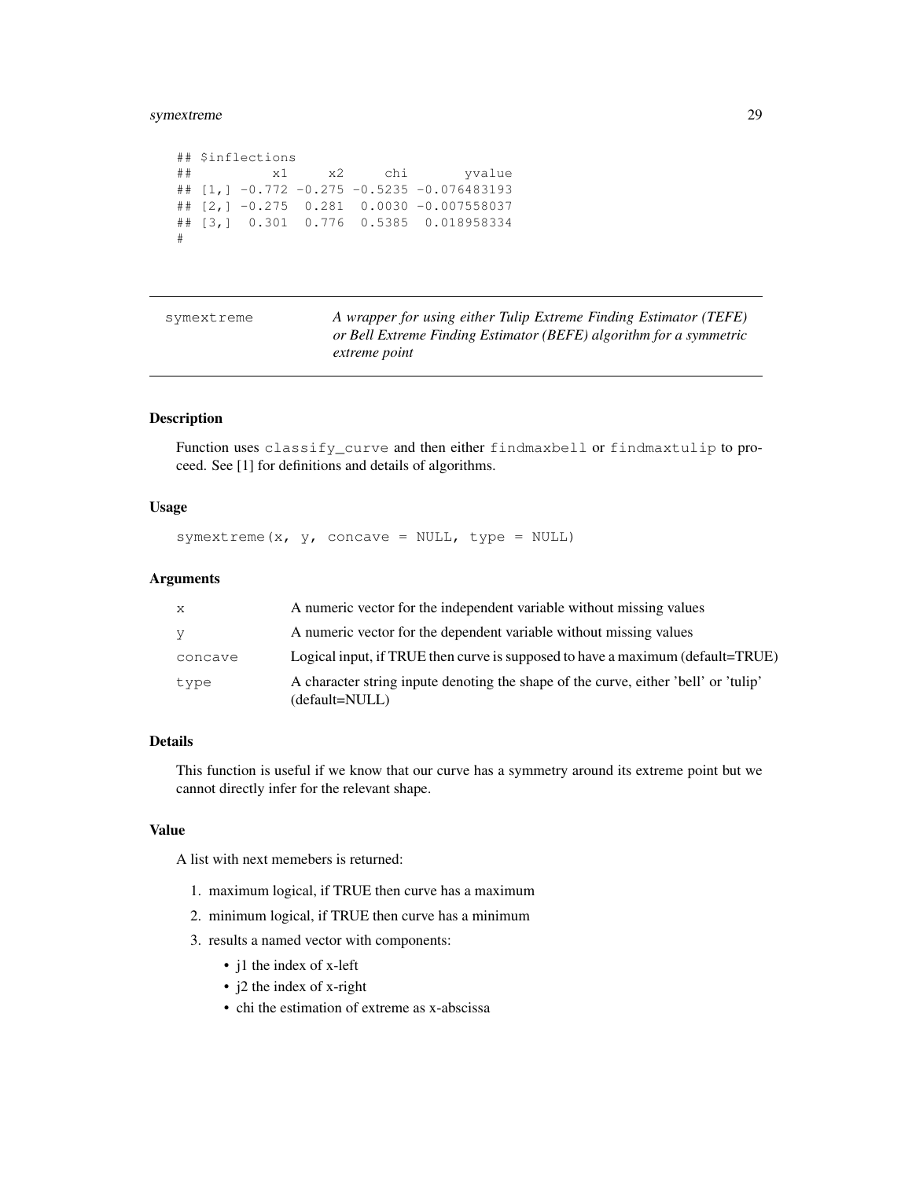```
## $inflections
##          x1     x2     chi       yvalue
## [1,] -0.772 -0.275 -0.5235 -0.076483193
## [2,] -0.275  0.281  0.0030 -0.007558037
## [3,]  0.301  0.776  0.5385  0.018958334
#
```

---

`symextreme` *A wrapper for using either Tulip Extreme Finding Estimator (TEFE) or Bell Extreme Finding Estimator (BEFE) algorithm for a symmetric extreme point*

---

### Description

Function uses `classify_curve` and then either `findmaxbell` or `findmaxtulip` to proceed. See [1] for definitions and details of algorithms.

### Usage

```
symextreme(x, y, concave = NULL, type = NULL)
```

### Arguments

| | |
|---|---|
| `x` | A numeric vector for the independent variable without missing values |
| `y` | A numeric vector for the dependent variable without missing values |
| `concave` | Logical input, if TRUE then curve is supposed to have a maximum (default=TRUE) |
| `type` | A character string inpute denoting the shape of the curve, either 'bell' or 'tulip' (default=NULL) |

### Details

This function is useful if we know that our curve has a symmetry around its extreme point but we cannot directly infer for the relevant shape.

### Value

A list with next memebers is returned:

1. maximum logical, if TRUE then curve has a maximum
2. minimum logical, if TRUE then curve has a minimum
3. results a named vector with components:
   - j1 the index of x-left
   - j2 the index of x-right
   - chi the estimation of extreme as x-abscissa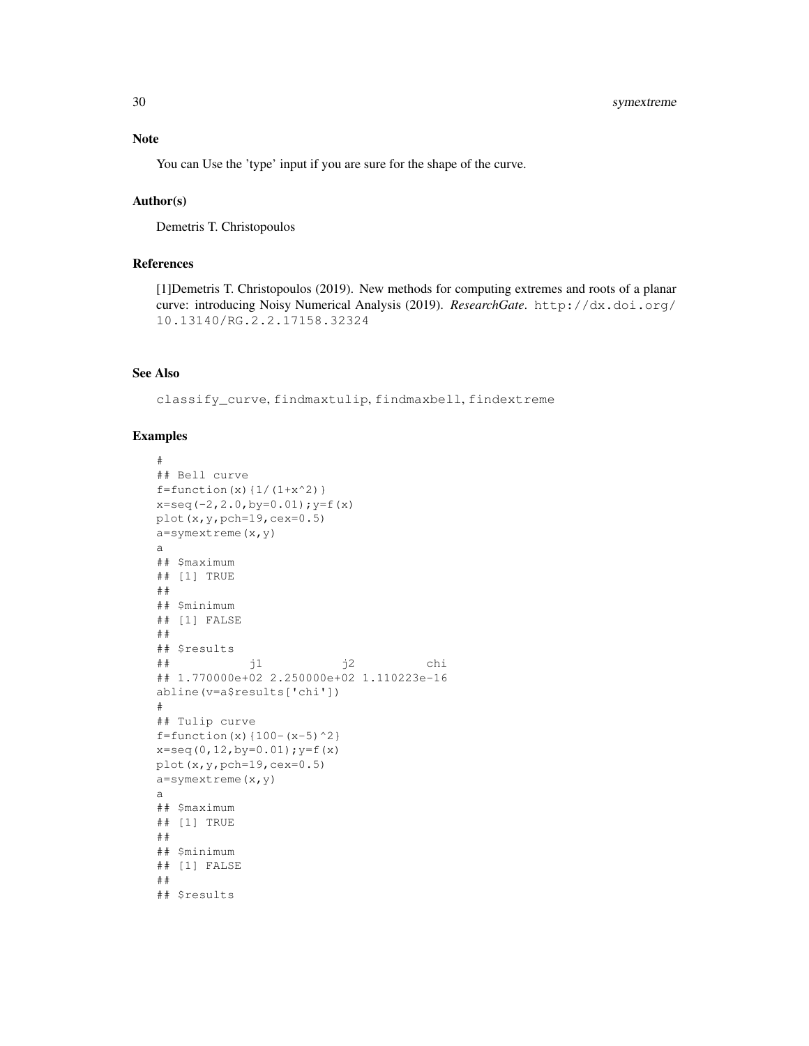## Note

You can Use the 'type' input if you are sure for the shape of the curve.

## Author(s)

Demetris T. Christopoulos

## References

[1]Demetris T. Christopoulos (2019). New methods for computing extremes and roots of a planar curve: introducing Noisy Numerical Analysis (2019). *ResearchGate*. http://dx.doi.org/10.13140/RG.2.2.17158.32324

## See Also

classify_curve, findmaxtulip, findmaxbell, findextreme

## Examples

```
#
## Bell curve
f=function(x){1/(1+x^2)}
x=seq(-2,2.0,by=0.01);y=f(x)
plot(x,y,pch=19,cex=0.5)
a=symextreme(x,y)
a
## $maximum
## [1] TRUE
##
## $minimum
## [1] FALSE
##
## $results
##           j1           j2          chi
## 1.770000e+02 2.250000e+02 1.110223e-16
abline(v=a$results['chi'])
#
## Tulip curve
f=function(x){100-(x-5)^2}
x=seq(0,12,by=0.01);y=f(x)
plot(x,y,pch=19,cex=0.5)
a=symextreme(x,y)
a
## $maximum
## [1] TRUE
##
## $minimum
## [1] FALSE
##
## $results
```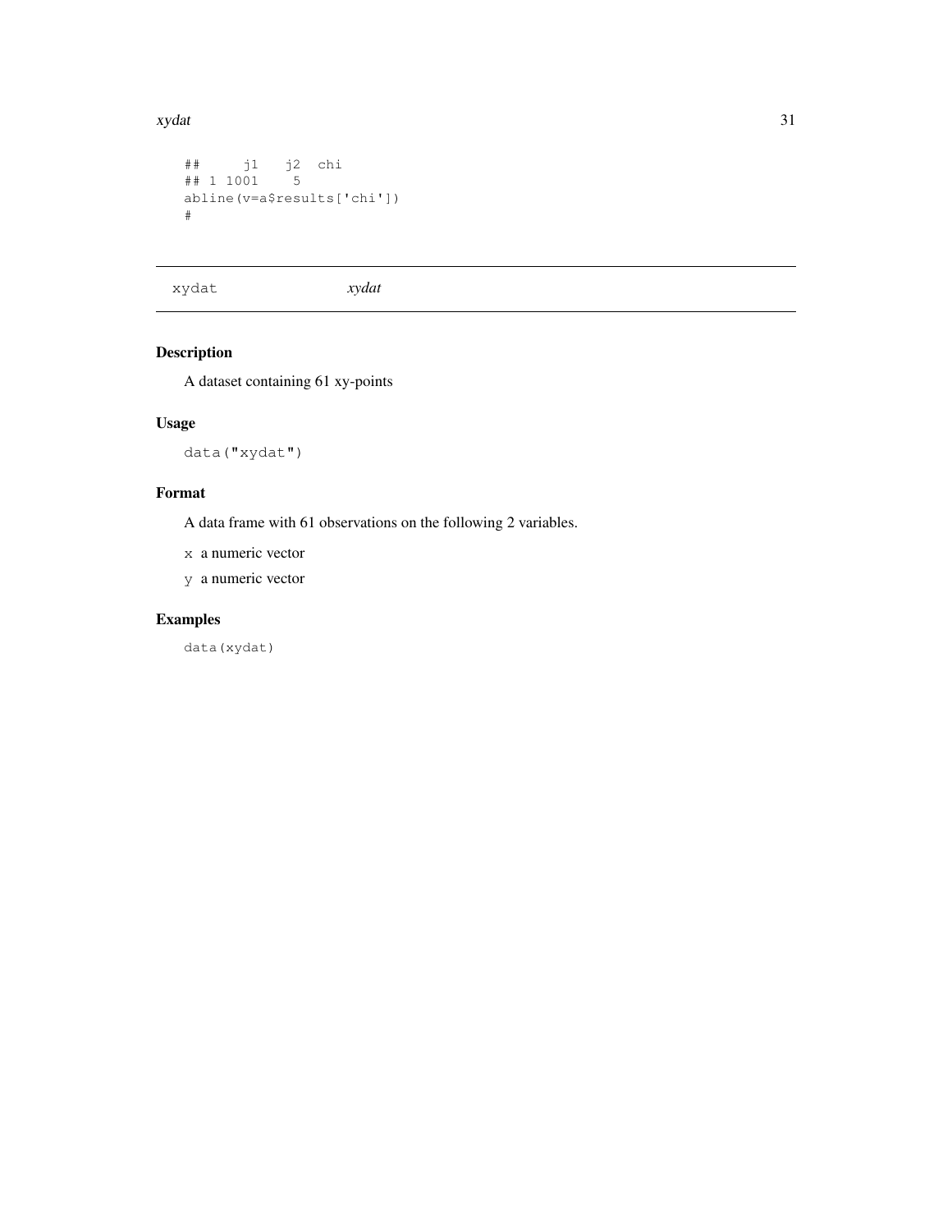```
##      j1   j2  chi
## 1 1001    5
abline(v=a$results['chi'])
#
```

## xydat *xydat*

### Description

A dataset containing 61 xy-points

### Usage

```
data("xydat")
```

### Format

A data frame with 61 observations on the following 2 variables.

- `x` a numeric vector
- `y` a numeric vector

### Examples

```
data(xydat)
```